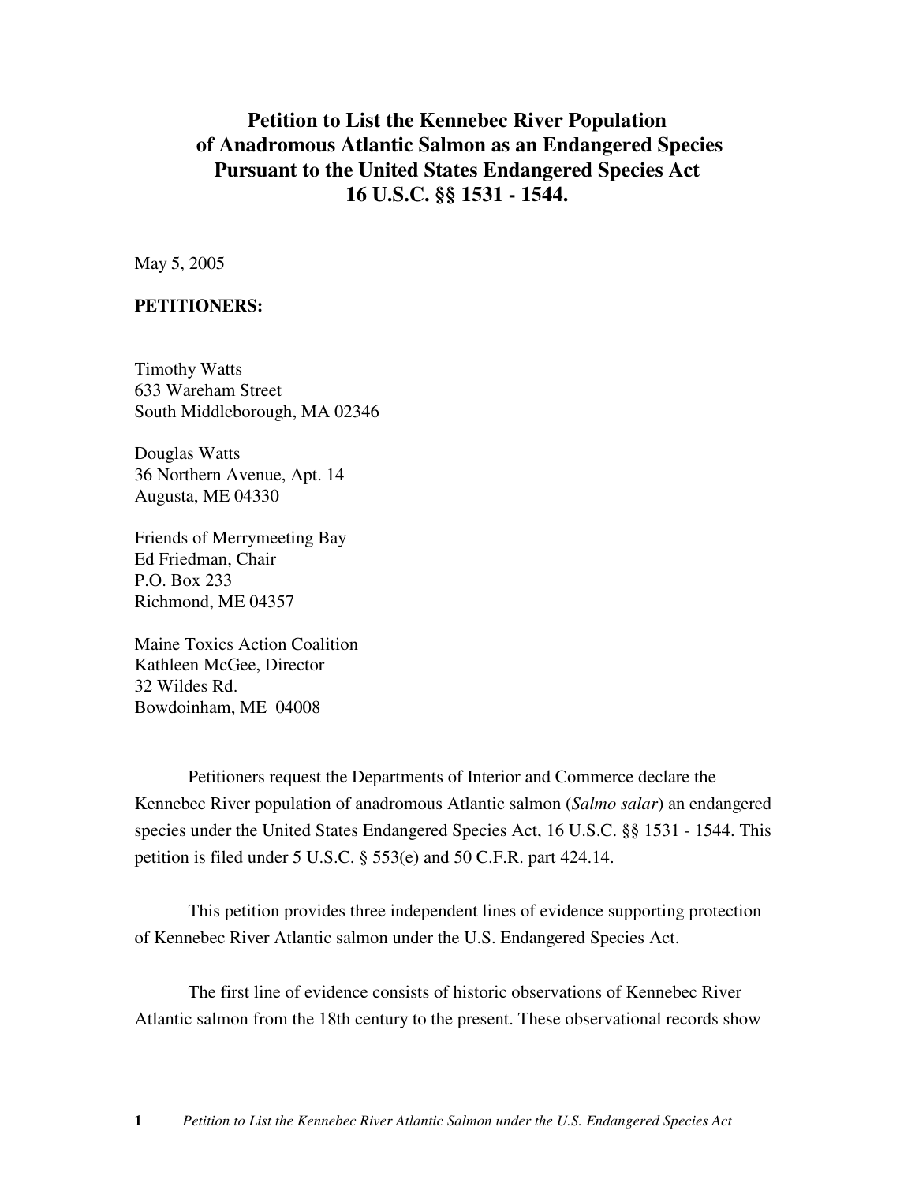# Petition to List the Kennebec River Population of Anadromous Atlantic Salmon as an Endangered Species Pursuant to the United States Endangered Species Act 16 U.S.C. §§ 1531 - 1544.

May 5, 2005

**PETITIONERS:**

Timothy Watts  
633 Wareham Street  
South Middleborough, MA 02346

Douglas Watts  
36 Northern Avenue, Apt. 14  
Augusta, ME 04330

Friends of Merrymeeting Bay  
Ed Friedman, Chair  
P.O. Box 233  
Richmond, ME 04357

Maine Toxics Action Coalition  
Kathleen McGee, Director  
32 Wildes Rd.  
Bowdoinham, ME 04008

Petitioners request the Departments of Interior and Commerce declare the Kennebec River population of anadromous Atlantic salmon (*Salmo salar*) an endangered species under the United States Endangered Species Act, 16 U.S.C. §§ 1531 - 1544. This petition is filed under 5 U.S.C. § 553(e) and 50 C.F.R. part 424.14.

This petition provides three independent lines of evidence supporting protection of Kennebec River Atlantic salmon under the U.S. Endangered Species Act.

The first line of evidence consists of historic observations of Kennebec River Atlantic salmon from the 18th century to the present. These observational records show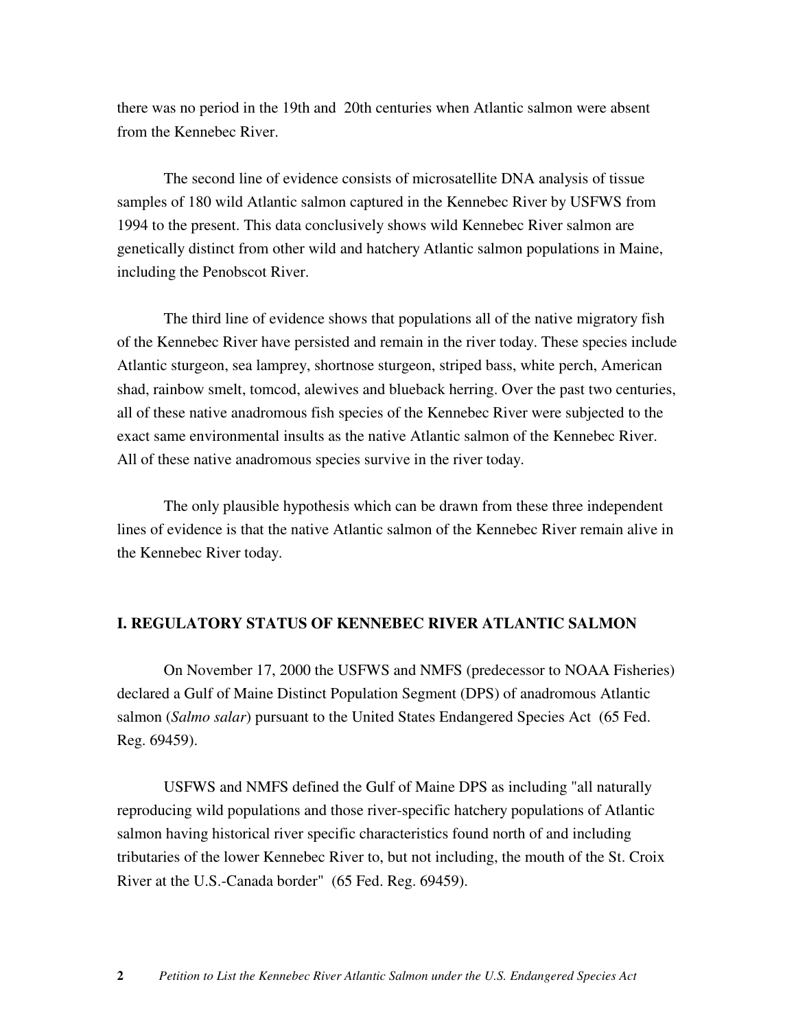there was no period in the 19th and 20th centuries when Atlantic salmon were absent from the Kennebec River.

The second line of evidence consists of microsatellite DNA analysis of tissue samples of 180 wild Atlantic salmon captured in the Kennebec River by USFWS from 1994 to the present. This data conclusively shows wild Kennebec River salmon are genetically distinct from other wild and hatchery Atlantic salmon populations in Maine, including the Penobscot River.

The third line of evidence shows that populations all of the native migratory fish of the Kennebec River have persisted and remain in the river today. These species include Atlantic sturgeon, sea lamprey, shortnose sturgeon, striped bass, white perch, American shad, rainbow smelt, tomcod, alewives and blueback herring. Over the past two centuries, all of these native anadromous fish species of the Kennebec River were subjected to the exact same environmental insults as the native Atlantic salmon of the Kennebec River. All of these native anadromous species survive in the river today.

The only plausible hypothesis which can be drawn from these three independent lines of evidence is that the native Atlantic salmon of the Kennebec River remain alive in the Kennebec River today.

## I. REGULATORY STATUS OF KENNEBEC RIVER ATLANTIC SALMON

On November 17, 2000 the USFWS and NMFS (predecessor to NOAA Fisheries) declared a Gulf of Maine Distinct Population Segment (DPS) of anadromous Atlantic salmon (*Salmo salar*) pursuant to the United States Endangered Species Act (65 Fed. Reg. 69459).

USFWS and NMFS defined the Gulf of Maine DPS as including "all naturally reproducing wild populations and those river-specific hatchery populations of Atlantic salmon having historical river specific characteristics found north of and including tributaries of the lower Kennebec River to, but not including, the mouth of the St. Croix River at the U.S.-Canada border" (65 Fed. Reg. 69459).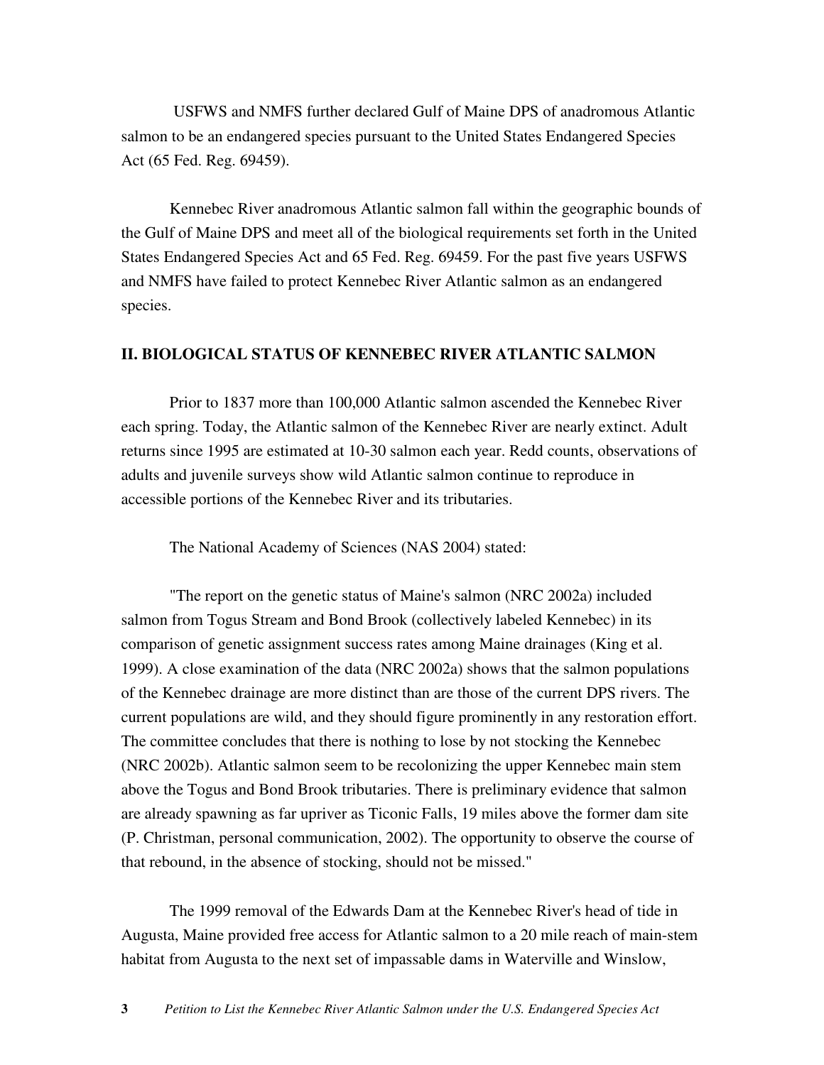USFWS and NMFS further declared Gulf of Maine DPS of anadromous Atlantic salmon to be an endangered species pursuant to the United States Endangered Species Act (65 Fed. Reg. 69459).

Kennebec River anadromous Atlantic salmon fall within the geographic bounds of the Gulf of Maine DPS and meet all of the biological requirements set forth in the United States Endangered Species Act and 65 Fed. Reg. 69459. For the past five years USFWS and NMFS have failed to protect Kennebec River Atlantic salmon as an endangered species.

## II. BIOLOGICAL STATUS OF KENNEBEC RIVER ATLANTIC SALMON

Prior to 1837 more than 100,000 Atlantic salmon ascended the Kennebec River each spring. Today, the Atlantic salmon of the Kennebec River are nearly extinct. Adult returns since 1995 are estimated at 10-30 salmon each year. Redd counts, observations of adults and juvenile surveys show wild Atlantic salmon continue to reproduce in accessible portions of the Kennebec River and its tributaries.

The National Academy of Sciences (NAS 2004) stated:

"The report on the genetic status of Maine's salmon (NRC 2002a) included salmon from Togus Stream and Bond Brook (collectively labeled Kennebec) in its comparison of genetic assignment success rates among Maine drainages (King et al. 1999). A close examination of the data (NRC 2002a) shows that the salmon populations of the Kennebec drainage are more distinct than are those of the current DPS rivers. The current populations are wild, and they should figure prominently in any restoration effort. The committee concludes that there is nothing to lose by not stocking the Kennebec (NRC 2002b). Atlantic salmon seem to be recolonizing the upper Kennebec main stem above the Togus and Bond Brook tributaries. There is preliminary evidence that salmon are already spawning as far upriver as Ticonic Falls, 19 miles above the former dam site (P. Christman, personal communication, 2002). The opportunity to observe the course of that rebound, in the absence of stocking, should not be missed."

The 1999 removal of the Edwards Dam at the Kennebec River's head of tide in Augusta, Maine provided free access for Atlantic salmon to a 20 mile reach of main-stem habitat from Augusta to the next set of impassable dams in Waterville and Winslow,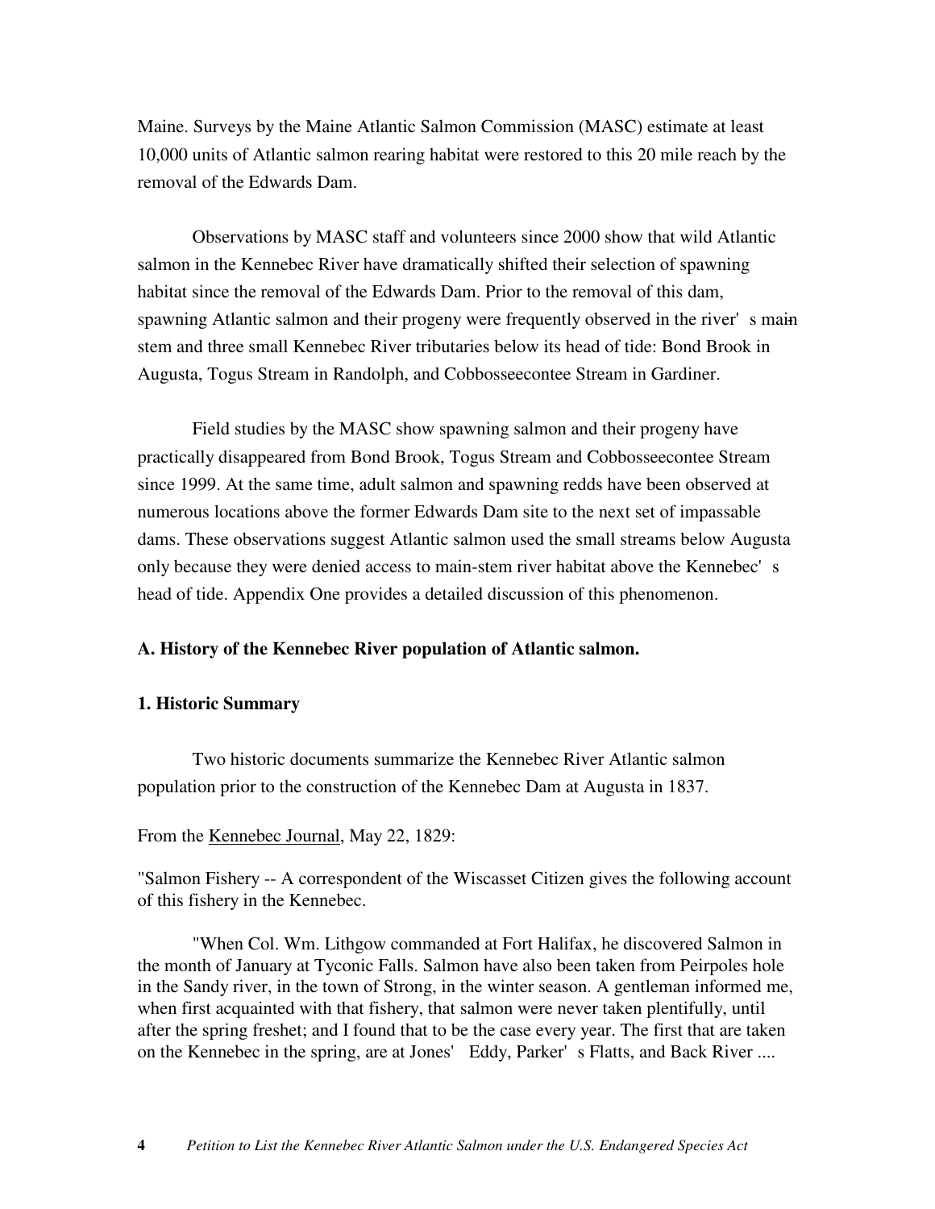Maine. Surveys by the Maine Atlantic Salmon Commission (MASC) estimate at least 10,000 units of Atlantic salmon rearing habitat were restored to this 20 mile reach by the removal of the Edwards Dam.

Observations by MASC staff and volunteers since 2000 show that wild Atlantic salmon in the Kennebec River have dramatically shifted their selection of spawning habitat since the removal of the Edwards Dam. Prior to the removal of this dam, spawning Atlantic salmon and their progeny were frequently observed in the river's main stem and three small Kennebec River tributaries below its head of tide: Bond Brook in Augusta, Togus Stream in Randolph, and Cobbosseecontee Stream in Gardiner.

Field studies by the MASC show spawning salmon and their progeny have practically disappeared from Bond Brook, Togus Stream and Cobbosseecontee Stream since 1999. At the same time, adult salmon and spawning redds have been observed at numerous locations above the former Edwards Dam site to the next set of impassable dams. These observations suggest Atlantic salmon used the small streams below Augusta only because they were denied access to main-stem river habitat above the Kennebec's head of tide. Appendix One provides a detailed discussion of this phenomenon.

### A. History of the Kennebec River population of Atlantic salmon.

#### 1. Historic Summary

Two historic documents summarize the Kennebec River Atlantic salmon population prior to the construction of the Kennebec Dam at Augusta in 1837.

From the Kennebec Journal, May 22, 1829:

"Salmon Fishery -- A correspondent of the Wiscasset Citizen gives the following account of this fishery in the Kennebec.

"When Col. Wm. Lithgow commanded at Fort Halifax, he discovered Salmon in the month of January at Tyconic Falls. Salmon have also been taken from Peirpoles hole in the Sandy river, in the town of Strong, in the winter season. A gentleman informed me, when first acquainted with that fishery, that salmon were never taken plentifully, until after the spring freshet; and I found that to be the case every year. The first that are taken on the Kennebec in the spring, are at Jones' Eddy, Parker's Flatts, and Back River ....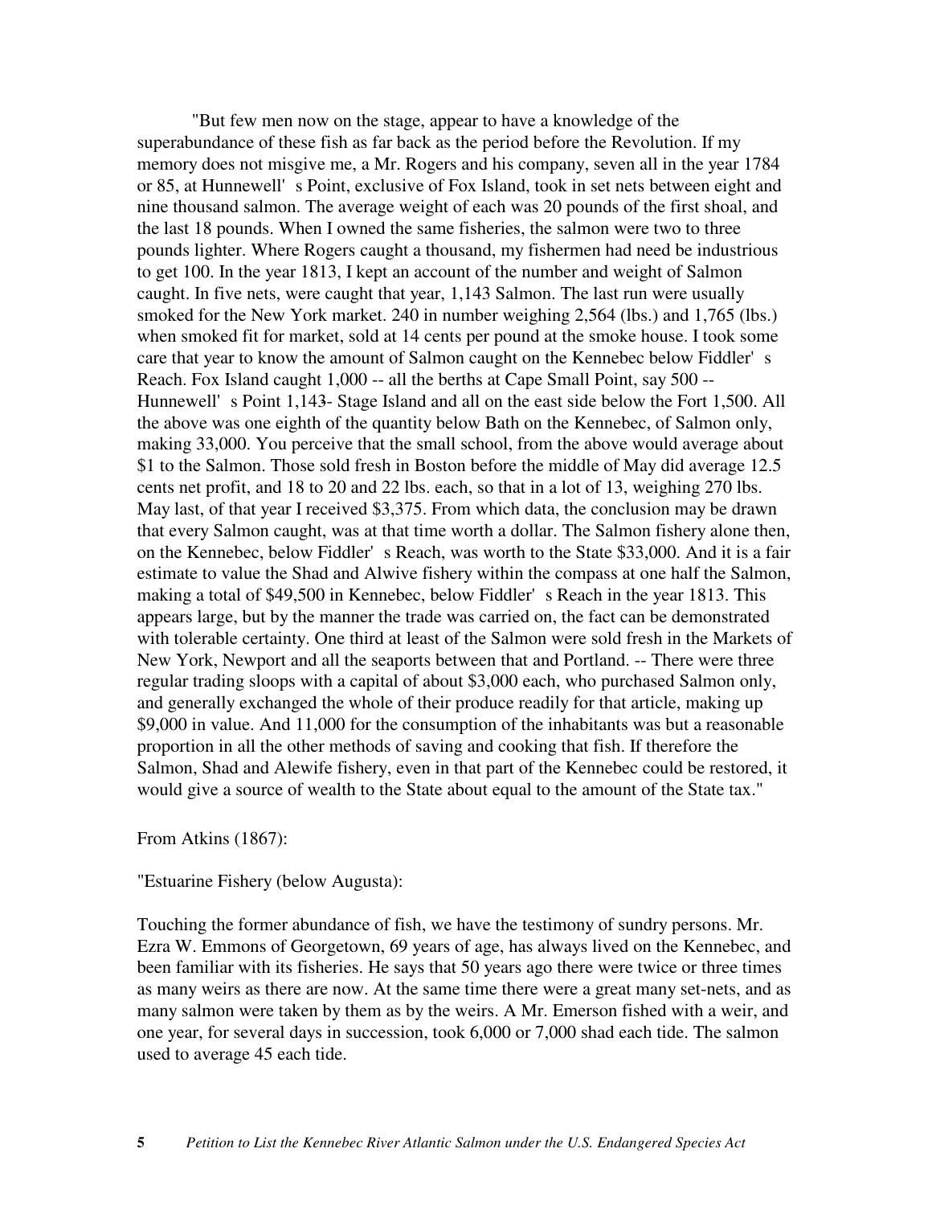"But few men now on the stage, appear to have a knowledge of the superabundance of these fish as far back as the period before the Revolution. If my memory does not misgive me, a Mr. Rogers and his company, seven all in the year 1784 or 85, at Hunnewell's Point, exclusive of Fox Island, took in set nets between eight and nine thousand salmon. The average weight of each was 20 pounds of the first shoal, and the last 18 pounds. When I owned the same fisheries, the salmon were two to three pounds lighter. Where Rogers caught a thousand, my fishermen had need be industrious to get 100. In the year 1813, I kept an account of the number and weight of Salmon caught. In five nets, were caught that year, 1,143 Salmon. The last run were usually smoked for the New York market. 240 in number weighing 2,564 (lbs.) and 1,765 (lbs.) when smoked fit for market, sold at 14 cents per pound at the smoke house. I took some care that year to know the amount of Salmon caught on the Kennebec below Fiddler's Reach. Fox Island caught 1,000 -- all the berths at Cape Small Point, say 500 -- Hunnewell's Point 1,143- Stage Island and all on the east side below the Fort 1,500. All the above was one eighth of the quantity below Bath on the Kennebec, of Salmon only, making 33,000. You perceive that the small school, from the above would average about \$1 to the Salmon. Those sold fresh in Boston before the middle of May did average 12.5 cents net profit, and 18 to 20 and 22 lbs. each, so that in a lot of 13, weighing 270 lbs. May last, of that year I received \$3,375. From which data, the conclusion may be drawn that every Salmon caught, was at that time worth a dollar. The Salmon fishery alone then, on the Kennebec, below Fiddler's Reach, was worth to the State \$33,000. And it is a fair estimate to value the Shad and Alwive fishery within the compass at one half the Salmon, making a total of \$49,500 in Kennebec, below Fiddler's Reach in the year 1813. This appears large, but by the manner the trade was carried on, the fact can be demonstrated with tolerable certainty. One third at least of the Salmon were sold fresh in the Markets of New York, Newport and all the seaports between that and Portland. -- There were three regular trading sloops with a capital of about \$3,000 each, who purchased Salmon only, and generally exchanged the whole of their produce readily for that article, making up \$9,000 in value. And 11,000 for the consumption of the inhabitants was but a reasonable proportion in all the other methods of saving and cooking that fish. If therefore the Salmon, Shad and Alewife fishery, even in that part of the Kennebec could be restored, it would give a source of wealth to the State about equal to the amount of the State tax."

From Atkins (1867):

"Estuarine Fishery (below Augusta):

Touching the former abundance of fish, we have the testimony of sundry persons. Mr. Ezra W. Emmons of Georgetown, 69 years of age, has always lived on the Kennebec, and been familiar with its fisheries. He says that 50 years ago there were twice or three times as many weirs as there are now. At the same time there were a great many set-nets, and as many salmon were taken by them as by the weirs. A Mr. Emerson fished with a weir, and one year, for several days in succession, took 6,000 or 7,000 shad each tide. The salmon used to average 45 each tide.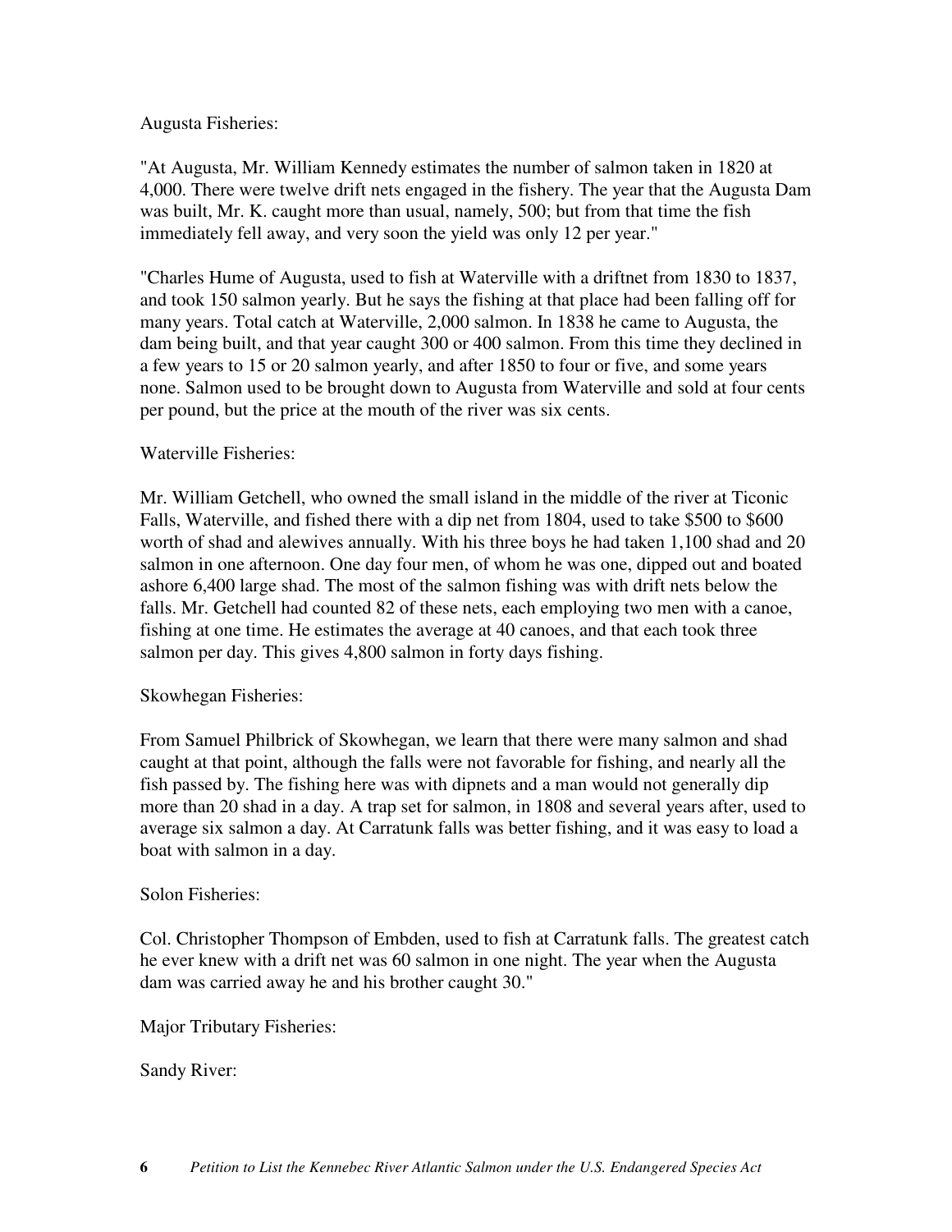Augusta Fisheries:

"At Augusta, Mr. William Kennedy estimates the number of salmon taken in 1820 at 4,000. There were twelve drift nets engaged in the fishery. The year that the Augusta Dam was built, Mr. K. caught more than usual, namely, 500; but from that time the fish immediately fell away, and very soon the yield was only 12 per year."

"Charles Hume of Augusta, used to fish at Waterville with a driftnet from 1830 to 1837, and took 150 salmon yearly. But he says the fishing at that place had been falling off for many years. Total catch at Waterville, 2,000 salmon. In 1838 he came to Augusta, the dam being built, and that year caught 300 or 400 salmon. From this time they declined in a few years to 15 or 20 salmon yearly, and after 1850 to four or five, and some years none. Salmon used to be brought down to Augusta from Waterville and sold at four cents per pound, but the price at the mouth of the river was six cents.

Waterville Fisheries:

Mr. William Getchell, who owned the small island in the middle of the river at Ticonic Falls, Waterville, and fished there with a dip net from 1804, used to take $500 to $600 worth of shad and alewives annually. With his three boys he had taken 1,100 shad and 20 salmon in one afternoon. One day four men, of whom he was one, dipped out and boated ashore 6,400 large shad. The most of the salmon fishing was with drift nets below the falls. Mr. Getchell had counted 82 of these nets, each employing two men with a canoe, fishing at one time. He estimates the average at 40 canoes, and that each took three salmon per day. This gives 4,800 salmon in forty days fishing.

Skowhegan Fisheries:

From Samuel Philbrick of Skowhegan, we learn that there were many salmon and shad caught at that point, although the falls were not favorable for fishing, and nearly all the fish passed by. The fishing here was with dipnets and a man would not generally dip more than 20 shad in a day. A trap set for salmon, in 1808 and several years after, used to average six salmon a day. At Carratunk falls was better fishing, and it was easy to load a boat with salmon in a day.

Solon Fisheries:

Col. Christopher Thompson of Embden, used to fish at Carratunk falls. The greatest catch he ever knew with a drift net was 60 salmon in one night. The year when the Augusta dam was carried away he and his brother caught 30."

Major Tributary Fisheries:

Sandy River: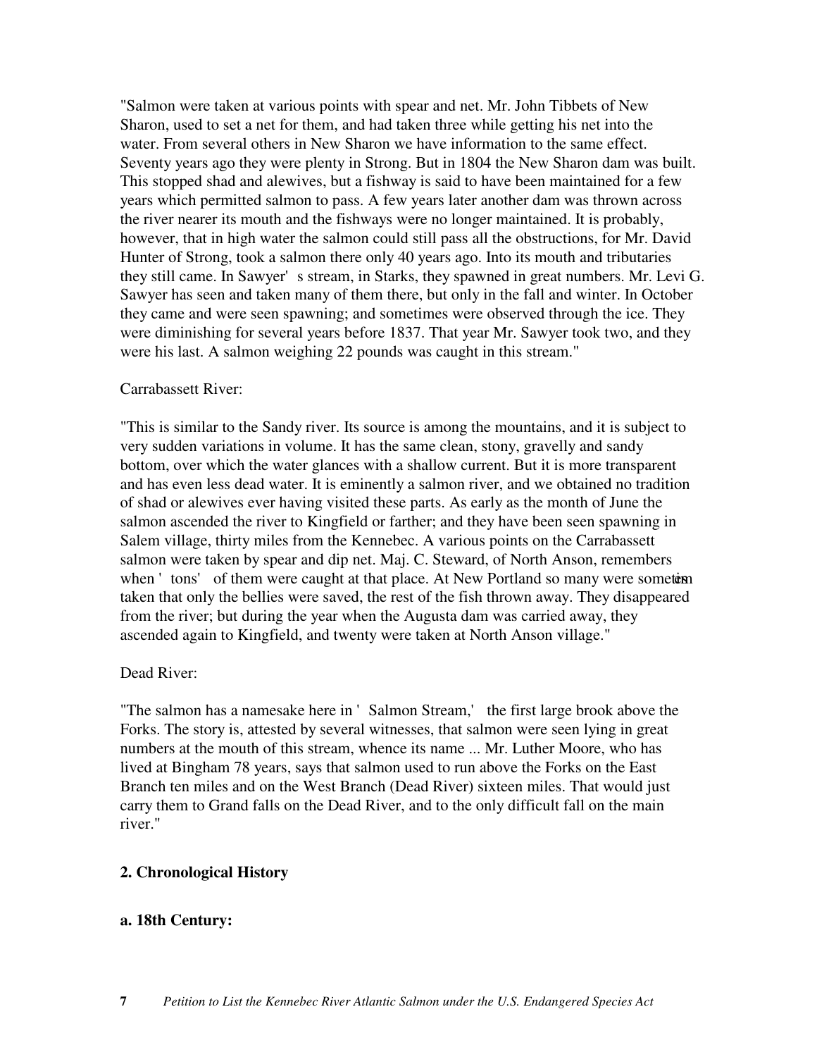"Salmon were taken at various points with spear and net. Mr. John Tibbets of New Sharon, used to set a net for them, and had taken three while getting his net into the water. From several others in New Sharon we have information to the same effect. Seventy years ago they were plenty in Strong. But in 1804 the New Sharon dam was built. This stopped shad and alewives, but a fishway is said to have been maintained for a few years which permitted salmon to pass. A few years later another dam was thrown across the river nearer its mouth and the fishways were no longer maintained. It is probably, however, that in high water the salmon could still pass all the obstructions, for Mr. David Hunter of Strong, took a salmon there only 40 years ago. Into its mouth and tributaries they still came. In Sawyer's stream, in Starks, they spawned in great numbers. Mr. Levi G. Sawyer has seen and taken many of them there, but only in the fall and winter. In October they came and were seen spawning; and sometimes were observed through the ice. They were diminishing for several years before 1837. That year Mr. Sawyer took two, and they were his last. A salmon weighing 22 pounds was caught in this stream."

Carrabassett River:

"This is similar to the Sandy river. Its source is among the mountains, and it is subject to very sudden variations in volume. It has the same clean, stony, gravelly and sandy bottom, over which the water glances with a shallow current. But it is more transparent and has even less dead water. It is eminently a salmon river, and we obtained no tradition of shad or alewives ever having visited these parts. As early as the month of June the salmon ascended the river to Kingfield or farther; and they have been seen spawning in Salem village, thirty miles from the Kennebec. A various points on the Carrabassett salmon were taken by spear and dip net. Maj. C. Steward, of North Anson, remembers when 'tons' of them were caught at that place. At New Portland so many were sometimes taken that only the bellies were saved, the rest of the fish thrown away. They disappeared from the river; but during the year when the Augusta dam was carried away, they ascended again to Kingfield, and twenty were taken at North Anson village."

Dead River:

"The salmon has a namesake here in 'Salmon Stream,' the first large brook above the Forks. The story is, attested by several witnesses, that salmon were seen lying in great numbers at the mouth of this stream, whence its name ... Mr. Luther Moore, who has lived at Bingham 78 years, says that salmon used to run above the Forks on the East Branch ten miles and on the West Branch (Dead River) sixteen miles. That would just carry them to Grand falls on the Dead River, and to the only difficult fall on the main river."

## 2. Chronological History

### a. 18th Century: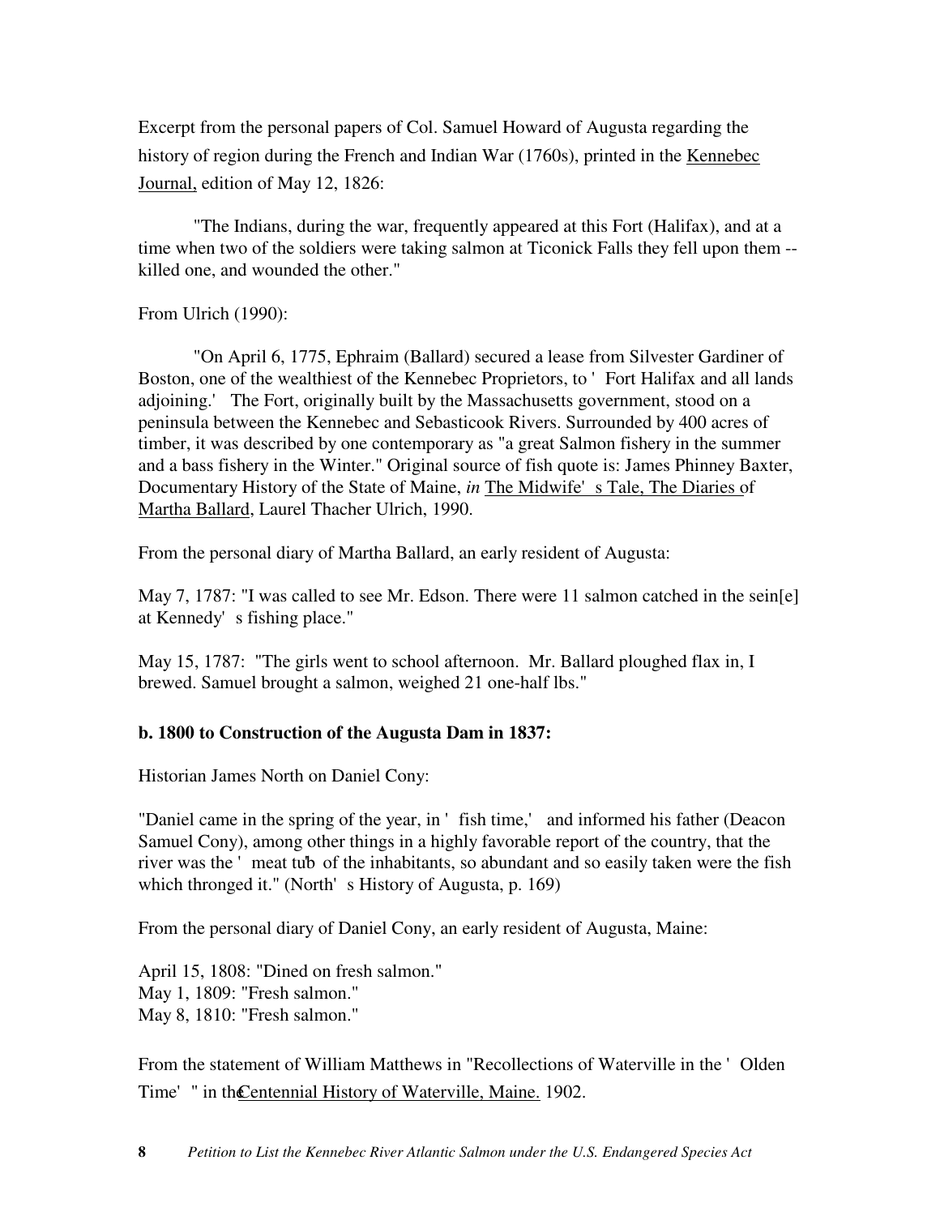Excerpt from the personal papers of Col. Samuel Howard of Augusta regarding the history of region during the French and Indian War (1760s), printed in the Kennebec Journal, edition of May 12, 1826:

> "The Indians, during the war, frequently appeared at this Fort (Halifax), and at a time when two of the soldiers were taking salmon at Ticonick Falls they fell upon them -- killed one, and wounded the other."

From Ulrich (1990):

> "On April 6, 1775, Ephraim (Ballard) secured a lease from Silvester Gardiner of Boston, one of the wealthiest of the Kennebec Proprietors, to 'Fort Halifax and all lands adjoining.' The Fort, originally built by the Massachusetts government, stood on a peninsula between the Kennebec and Sebasticook Rivers. Surrounded by 400 acres of timber, it was described by one contemporary as "a great Salmon fishery in the summer and a bass fishery in the Winter." Original source of fish quote is: James Phinney Baxter, Documentary History of the State of Maine, *in* The Midwife's Tale, The Diaries of Martha Ballard, Laurel Thacher Ulrich, 1990.

From the personal diary of Martha Ballard, an early resident of Augusta:

May 7, 1787: "I was called to see Mr. Edson. There were 11 salmon catched in the sein[e] at Kennedy's fishing place."

May 15, 1787: "The girls went to school afternoon. Mr. Ballard ploughed flax in, I brewed. Samuel brought a salmon, weighed 21 one-half lbs."

**b. 1800 to Construction of the Augusta Dam in 1837:**

Historian James North on Daniel Cony:

"Daniel came in the spring of the year, in 'fish time,' and informed his father (Deacon Samuel Cony), among other things in a highly favorable report of the country, that the river was the 'meat tub' of the inhabitants, so abundant and so easily taken were the fish which thronged it." (North's History of Augusta, p. 169)

From the personal diary of Daniel Cony, an early resident of Augusta, Maine:

April 15, 1808: "Dined on fresh salmon."
May 1, 1809: "Fresh salmon."
May 8, 1810: "Fresh salmon."

From the statement of William Matthews in "Recollections of Waterville in the 'Olden Time'" in the Centennial History of Waterville, Maine. 1902.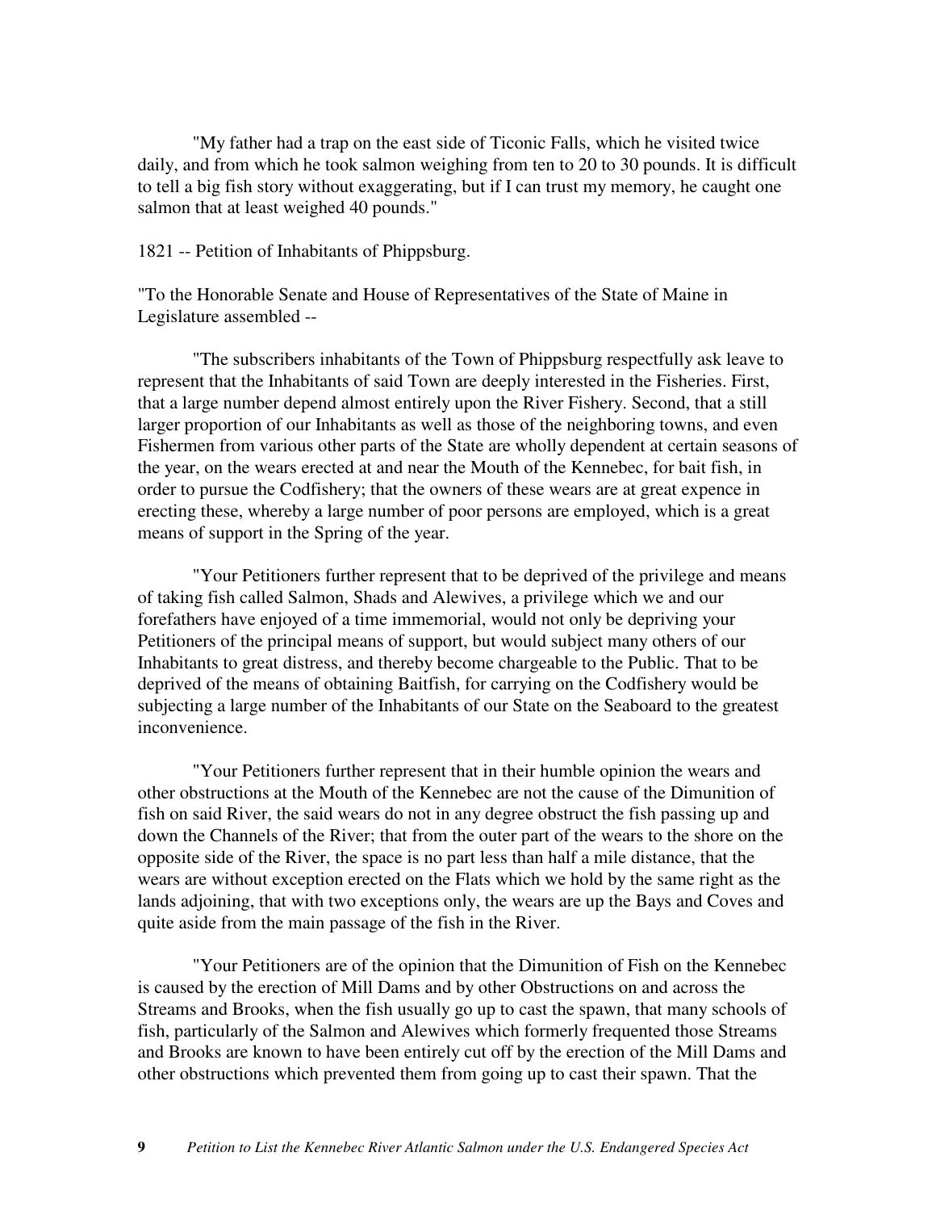"My father had a trap on the east side of Ticonic Falls, which he visited twice daily, and from which he took salmon weighing from ten to 20 to 30 pounds. It is difficult to tell a big fish story without exaggerating, but if I can trust my memory, he caught one salmon that at least weighed 40 pounds."

1821 -- Petition of Inhabitants of Phippsburg.

"To the Honorable Senate and House of Representatives of the State of Maine in Legislature assembled --

"The subscribers inhabitants of the Town of Phippsburg respectfully ask leave to represent that the Inhabitants of said Town are deeply interested in the Fisheries. First, that a large number depend almost entirely upon the River Fishery. Second, that a still larger proportion of our Inhabitants as well as those of the neighboring towns, and even Fishermen from various other parts of the State are wholly dependent at certain seasons of the year, on the wears erected at and near the Mouth of the Kennebec, for bait fish, in order to pursue the Codfishery; that the owners of these wears are at great expence in erecting these, whereby a large number of poor persons are employed, which is a great means of support in the Spring of the year.

"Your Petitioners further represent that to be deprived of the privilege and means of taking fish called Salmon, Shads and Alewives, a privilege which we and our forefathers have enjoyed of a time immemorial, would not only be depriving your Petitioners of the principal means of support, but would subject many others of our Inhabitants to great distress, and thereby become chargeable to the Public. That to be deprived of the means of obtaining Baitfish, for carrying on the Codfishery would be subjecting a large number of the Inhabitants of our State on the Seaboard to the greatest inconvenience.

"Your Petitioners further represent that in their humble opinion the wears and other obstructions at the Mouth of the Kennebec are not the cause of the Dimunition of fish on said River, the said wears do not in any degree obstruct the fish passing up and down the Channels of the River; that from the outer part of the wears to the shore on the opposite side of the River, the space is no part less than half a mile distance, that the wears are without exception erected on the Flats which we hold by the same right as the lands adjoining, that with two exceptions only, the wears are up the Bays and Coves and quite aside from the main passage of the fish in the River.

"Your Petitioners are of the opinion that the Dimunition of Fish on the Kennebec is caused by the erection of Mill Dams and by other Obstructions on and across the Streams and Brooks, when the fish usually go up to cast the spawn, that many schools of fish, particularly of the Salmon and Alewives which formerly frequented those Streams and Brooks are known to have been entirely cut off by the erection of the Mill Dams and other obstructions which prevented them from going up to cast their spawn. That the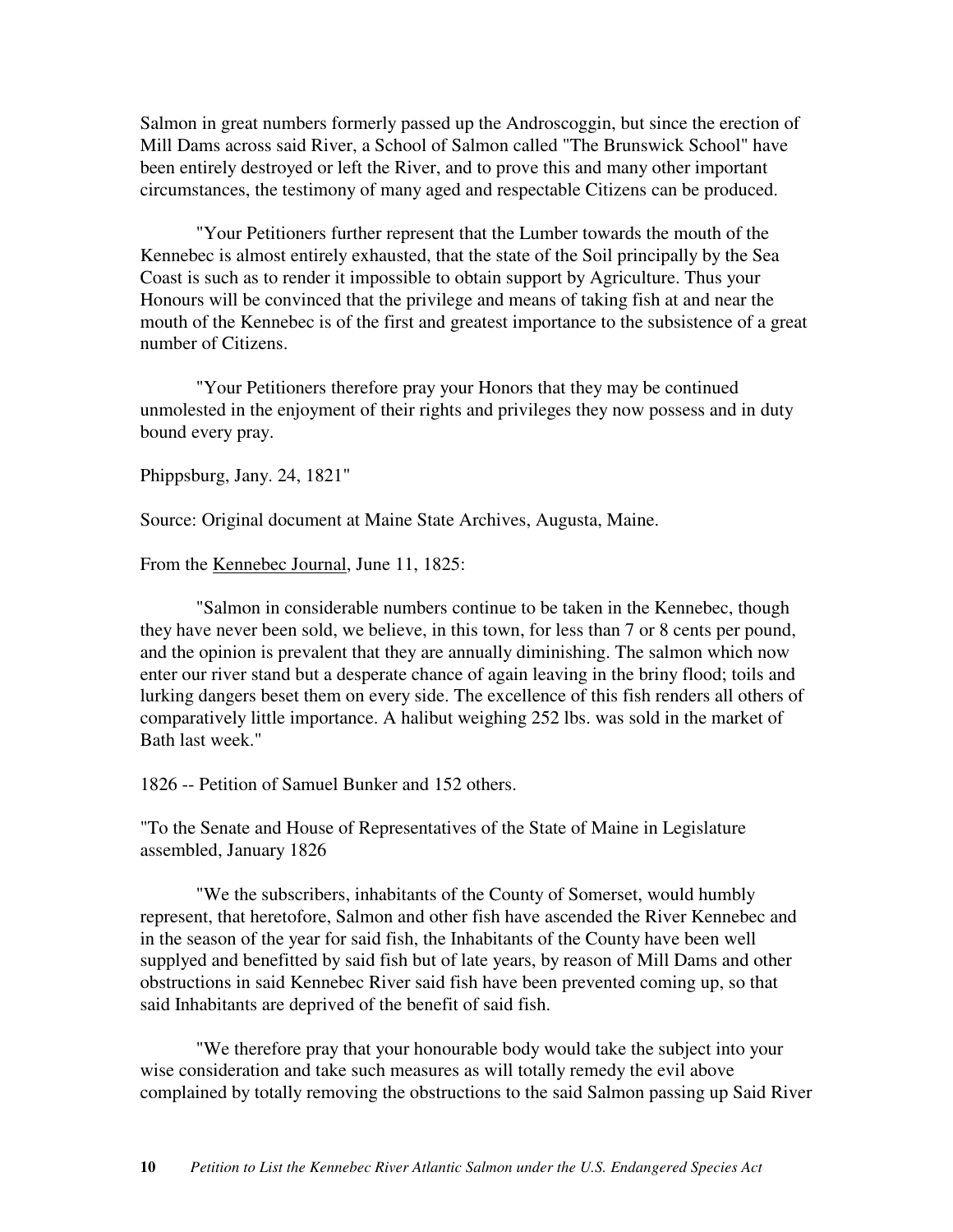Salmon in great numbers formerly passed up the Androscoggin, but since the erection of Mill Dams across said River, a School of Salmon called "The Brunswick School" have been entirely destroyed or left the River, and to prove this and many other important circumstances, the testimony of many aged and respectable Citizens can be produced.

"Your Petitioners further represent that the Lumber towards the mouth of the Kennebec is almost entirely exhausted, that the state of the Soil principally by the Sea Coast is such as to render it impossible to obtain support by Agriculture. Thus your Honours will be convinced that the privilege and means of taking fish at and near the mouth of the Kennebec is of the first and greatest importance to the subsistence of a great number of Citizens.

"Your Petitioners therefore pray your Honors that they may be continued unmolested in the enjoyment of their rights and privileges they now possess and in duty bound every pray.

Phippsburg, Jany. 24, 1821"

Source: Original document at Maine State Archives, Augusta, Maine.

From the Kennebec Journal, June 11, 1825:

"Salmon in considerable numbers continue to be taken in the Kennebec, though they have never been sold, we believe, in this town, for less than 7 or 8 cents per pound, and the opinion is prevalent that they are annually diminishing. The salmon which now enter our river stand but a desperate chance of again leaving in the briny flood; toils and lurking dangers beset them on every side. The excellence of this fish renders all others of comparatively little importance. A halibut weighing 252 lbs. was sold in the market of Bath last week."

1826 -- Petition of Samuel Bunker and 152 others.

"To the Senate and House of Representatives of the State of Maine in Legislature assembled, January 1826

"We the subscribers, inhabitants of the County of Somerset, would humbly represent, that heretofore, Salmon and other fish have ascended the River Kennebec and in the season of the year for said fish, the Inhabitants of the County have been well supplyed and benefitted by said fish but of late years, by reason of Mill Dams and other obstructions in said Kennebec River said fish have been prevented coming up, so that said Inhabitants are deprived of the benefit of said fish.

"We therefore pray that your honourable body would take the subject into your wise consideration and take such measures as will totally remedy the evil above complained by totally removing the obstructions to the said Salmon passing up Said River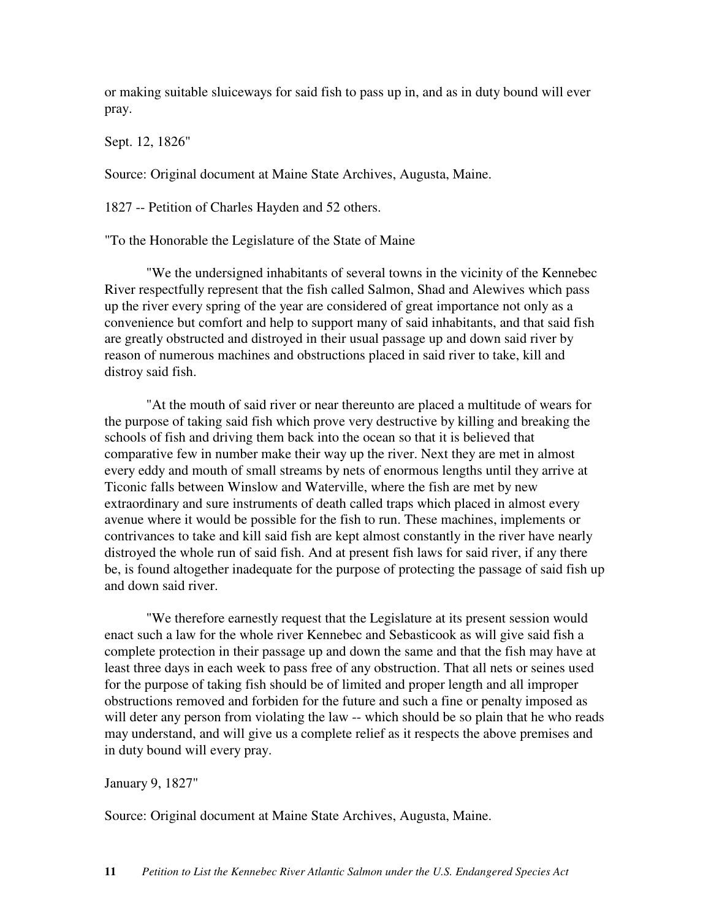or making suitable sluiceways for said fish to pass up in, and as in duty bound will ever pray.

Sept. 12, 1826"

Source: Original document at Maine State Archives, Augusta, Maine.

1827 -- Petition of Charles Hayden and 52 others.

"To the Honorable the Legislature of the State of Maine

"We the undersigned inhabitants of several towns in the vicinity of the Kennebec River respectfully represent that the fish called Salmon, Shad and Alewives which pass up the river every spring of the year are considered of great importance not only as a convenience but comfort and help to support many of said inhabitants, and that said fish are greatly obstructed and distroyed in their usual passage up and down said river by reason of numerous machines and obstructions placed in said river to take, kill and distroy said fish.

"At the mouth of said river or near thereunto are placed a multitude of wears for the purpose of taking said fish which prove very destructive by killing and breaking the schools of fish and driving them back into the ocean so that it is believed that comparative few in number make their way up the river. Next they are met in almost every eddy and mouth of small streams by nets of enormous lengths until they arrive at Ticonic falls between Winslow and Waterville, where the fish are met by new extraordinary and sure instruments of death called traps which placed in almost every avenue where it would be possible for the fish to run. These machines, implements or contrivances to take and kill said fish are kept almost constantly in the river have nearly distroyed the whole run of said fish. And at present fish laws for said river, if any there be, is found altogether inadequate for the purpose of protecting the passage of said fish up and down said river.

"We therefore earnestly request that the Legislature at its present session would enact such a law for the whole river Kennebec and Sebasticook as will give said fish a complete protection in their passage up and down the same and that the fish may have at least three days in each week to pass free of any obstruction. That all nets or seines used for the purpose of taking fish should be of limited and proper length and all improper obstructions removed and forbiden for the future and such a fine or penalty imposed as will deter any person from violating the law -- which should be so plain that he who reads may understand, and will give us a complete relief as it respects the above premises and in duty bound will every pray.

January 9, 1827"

Source: Original document at Maine State Archives, Augusta, Maine.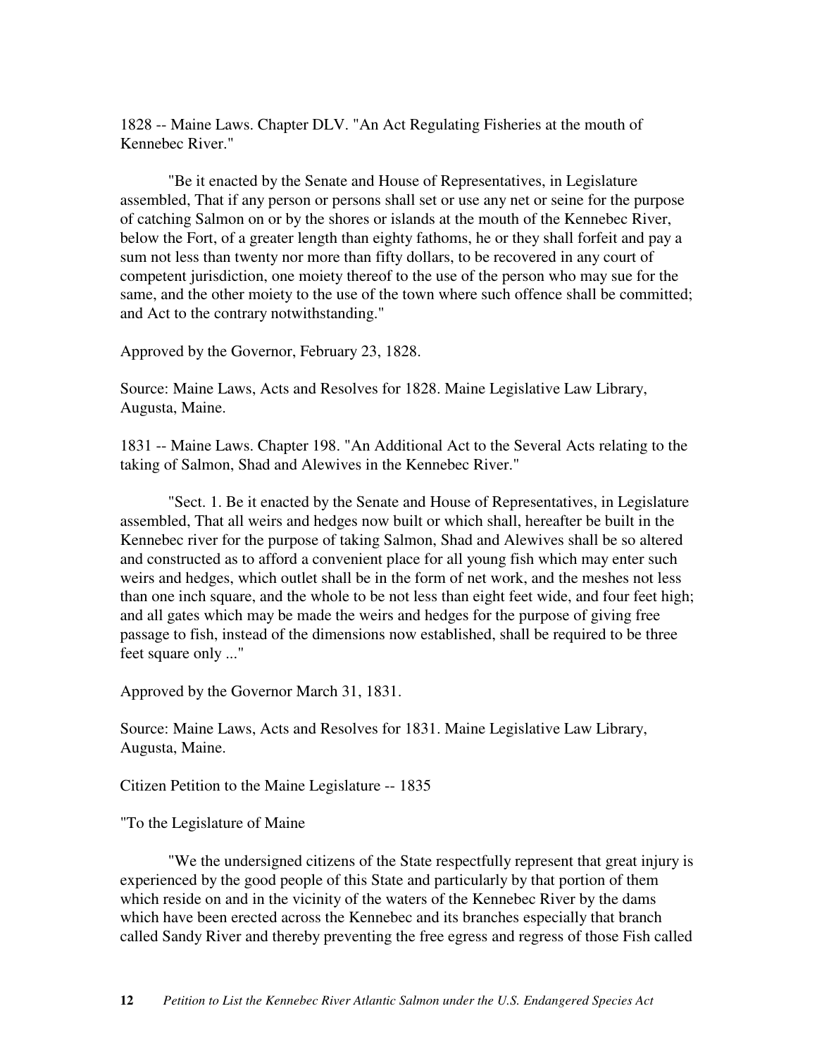1828 -- Maine Laws. Chapter DLV. "An Act Regulating Fisheries at the mouth of Kennebec River."

"Be it enacted by the Senate and House of Representatives, in Legislature assembled, That if any person or persons shall set or use any net or seine for the purpose of catching Salmon on or by the shores or islands at the mouth of the Kennebec River, below the Fort, of a greater length than eighty fathoms, he or they shall forfeit and pay a sum not less than twenty nor more than fifty dollars, to be recovered in any court of competent jurisdiction, one moiety thereof to the use of the person who may sue for the same, and the other moiety to the use of the town where such offence shall be committed; and Act to the contrary notwithstanding."

Approved by the Governor, February 23, 1828.

Source: Maine Laws, Acts and Resolves for 1828. Maine Legislative Law Library, Augusta, Maine.

1831 -- Maine Laws. Chapter 198. "An Additional Act to the Several Acts relating to the taking of Salmon, Shad and Alewives in the Kennebec River."

"Sect. 1. Be it enacted by the Senate and House of Representatives, in Legislature assembled, That all weirs and hedges now built or which shall, hereafter be built in the Kennebec river for the purpose of taking Salmon, Shad and Alewives shall be so altered and constructed as to afford a convenient place for all young fish which may enter such weirs and hedges, which outlet shall be in the form of net work, and the meshes not less than one inch square, and the whole to be not less than eight feet wide, and four feet high; and all gates which may be made the weirs and hedges for the purpose of giving free passage to fish, instead of the dimensions now established, shall be required to be three feet square only ..."

Approved by the Governor March 31, 1831.

Source: Maine Laws, Acts and Resolves for 1831. Maine Legislative Law Library, Augusta, Maine.

Citizen Petition to the Maine Legislature -- 1835

"To the Legislature of Maine

"We the undersigned citizens of the State respectfully represent that great injury is experienced by the good people of this State and particularly by that portion of them which reside on and in the vicinity of the waters of the Kennebec River by the dams which have been erected across the Kennebec and its branches especially that branch called Sandy River and thereby preventing the free egress and regress of those Fish called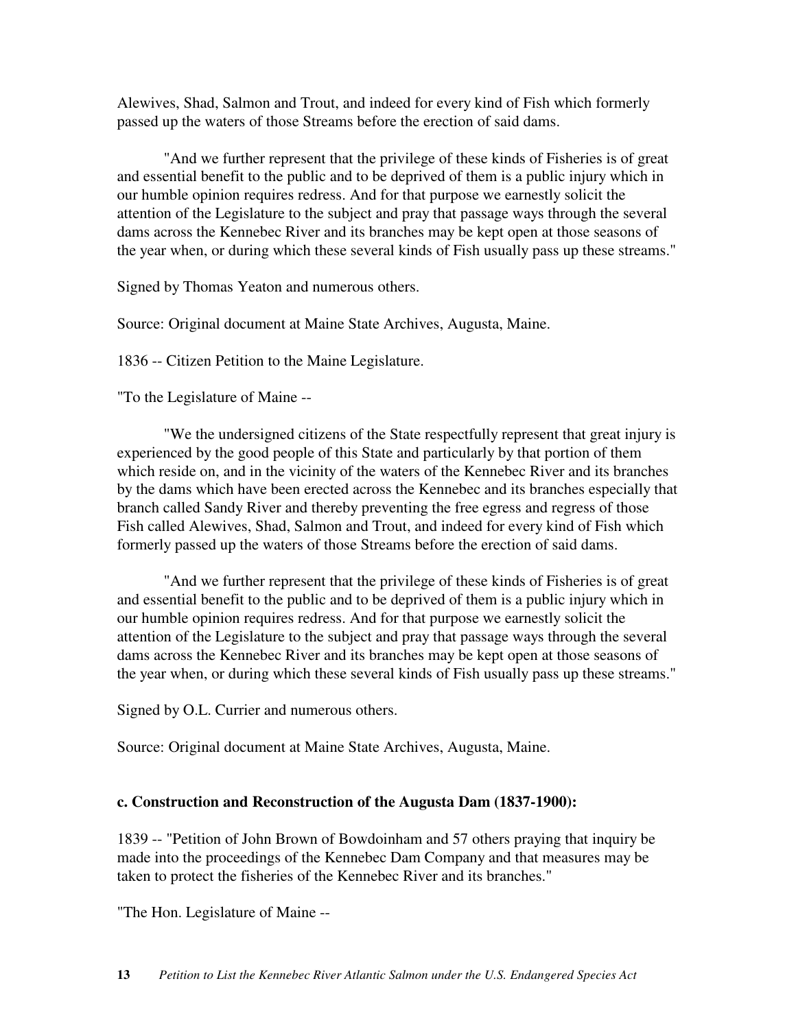Alewives, Shad, Salmon and Trout, and indeed for every kind of Fish which formerly passed up the waters of those Streams before the erection of said dams.

"And we further represent that the privilege of these kinds of Fisheries is of great and essential benefit to the public and to be deprived of them is a public injury which in our humble opinion requires redress. And for that purpose we earnestly solicit the attention of the Legislature to the subject and pray that passage ways through the several dams across the Kennebec River and its branches may be kept open at those seasons of the year when, or during which these several kinds of Fish usually pass up these streams."

Signed by Thomas Yeaton and numerous others.

Source: Original document at Maine State Archives, Augusta, Maine.

1836 -- Citizen Petition to the Maine Legislature.

"To the Legislature of Maine --

"We the undersigned citizens of the State respectfully represent that great injury is experienced by the good people of this State and particularly by that portion of them which reside on, and in the vicinity of the waters of the Kennebec River and its branches by the dams which have been erected across the Kennebec and its branches especially that branch called Sandy River and thereby preventing the free egress and regress of those Fish called Alewives, Shad, Salmon and Trout, and indeed for every kind of Fish which formerly passed up the waters of those Streams before the erection of said dams.

"And we further represent that the privilege of these kinds of Fisheries is of great and essential benefit to the public and to be deprived of them is a public injury which in our humble opinion requires redress. And for that purpose we earnestly solicit the attention of the Legislature to the subject and pray that passage ways through the several dams across the Kennebec River and its branches may be kept open at those seasons of the year when, or during which these several kinds of Fish usually pass up these streams."

Signed by O.L. Currier and numerous others.

Source: Original document at Maine State Archives, Augusta, Maine.

**c. Construction and Reconstruction of the Augusta Dam (1837-1900):**

1839 -- "Petition of John Brown of Bowdoinham and 57 others praying that inquiry be made into the proceedings of the Kennebec Dam Company and that measures may be taken to protect the fisheries of the Kennebec River and its branches."

"The Hon. Legislature of Maine --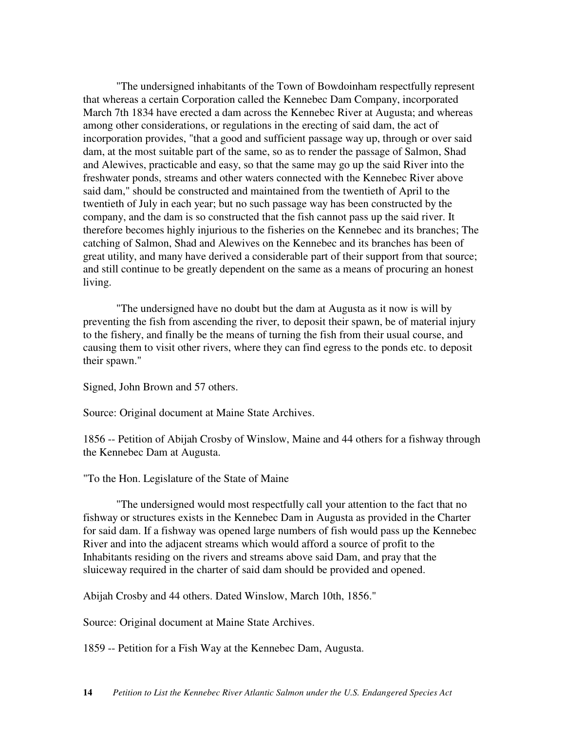"The undersigned inhabitants of the Town of Bowdoinham respectfully represent that whereas a certain Corporation called the Kennebec Dam Company, incorporated March 7th 1834 have erected a dam across the Kennebec River at Augusta; and whereas among other considerations, or regulations in the erecting of said dam, the act of incorporation provides, "that a good and sufficient passage way up, through or over said dam, at the most suitable part of the same, so as to render the passage of Salmon, Shad and Alewives, practicable and easy, so that the same may go up the said River into the freshwater ponds, streams and other waters connected with the Kennebec River above said dam," should be constructed and maintained from the twentieth of April to the twentieth of July in each year; but no such passage way has been constructed by the company, and the dam is so constructed that the fish cannot pass up the said river. It therefore becomes highly injurious to the fisheries on the Kennebec and its branches; The catching of Salmon, Shad and Alewives on the Kennebec and its branches has been of great utility, and many have derived a considerable part of their support from that source; and still continue to be greatly dependent on the same as a means of procuring an honest living.

"The undersigned have no doubt but the dam at Augusta as it now is will by preventing the fish from ascending the river, to deposit their spawn, be of material injury to the fishery, and finally be the means of turning the fish from their usual course, and causing them to visit other rivers, where they can find egress to the ponds etc. to deposit their spawn."

Signed, John Brown and 57 others.

Source: Original document at Maine State Archives.

1856 -- Petition of Abijah Crosby of Winslow, Maine and 44 others for a fishway through the Kennebec Dam at Augusta.

"To the Hon. Legislature of the State of Maine

"The undersigned would most respectfully call your attention to the fact that no fishway or structures exists in the Kennebec Dam in Augusta as provided in the Charter for said dam. If a fishway was opened large numbers of fish would pass up the Kennebec River and into the adjacent streams which would afford a source of profit to the Inhabitants residing on the rivers and streams above said Dam, and pray that the sluiceway required in the charter of said dam should be provided and opened.

Abijah Crosby and 44 others. Dated Winslow, March 10th, 1856."

Source: Original document at Maine State Archives.

1859 -- Petition for a Fish Way at the Kennebec Dam, Augusta.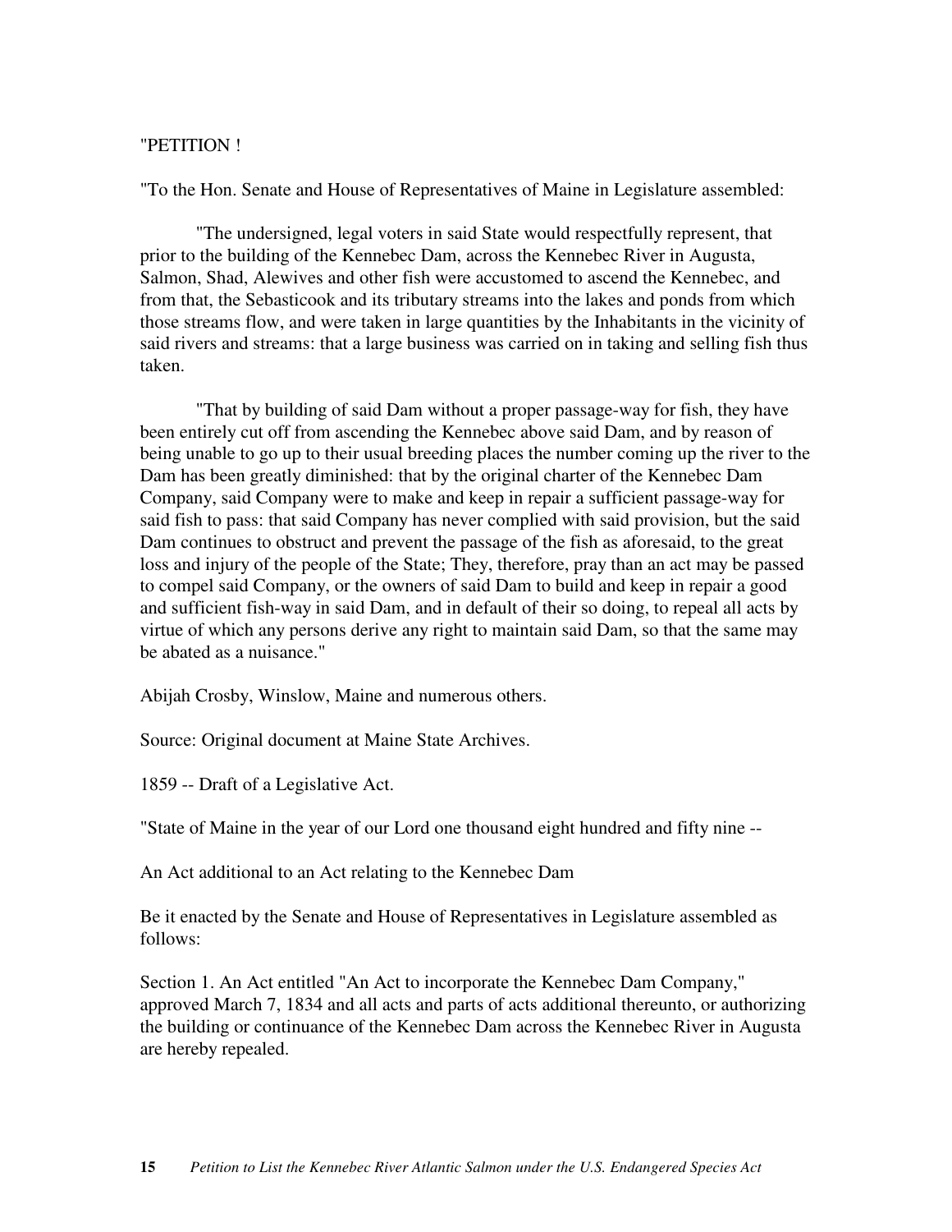"PETITION !

"To the Hon. Senate and House of Representatives of Maine in Legislature assembled:

"The undersigned, legal voters in said State would respectfully represent, that prior to the building of the Kennebec Dam, across the Kennebec River in Augusta, Salmon, Shad, Alewives and other fish were accustomed to ascend the Kennebec, and from that, the Sebasticook and its tributary streams into the lakes and ponds from which those streams flow, and were taken in large quantities by the Inhabitants in the vicinity of said rivers and streams: that a large business was carried on in taking and selling fish thus taken.

"That by building of said Dam without a proper passage-way for fish, they have been entirely cut off from ascending the Kennebec above said Dam, and by reason of being unable to go up to their usual breeding places the number coming up the river to the Dam has been greatly diminished: that by the original charter of the Kennebec Dam Company, said Company were to make and keep in repair a sufficient passage-way for said fish to pass: that said Company has never complied with said provision, but the said Dam continues to obstruct and prevent the passage of the fish as aforesaid, to the great loss and injury of the people of the State; They, therefore, pray than an act may be passed to compel said Company, or the owners of said Dam to build and keep in repair a good and sufficient fish-way in said Dam, and in default of their so doing, to repeal all acts by virtue of which any persons derive any right to maintain said Dam, so that the same may be abated as a nuisance."

Abijah Crosby, Winslow, Maine and numerous others.

Source: Original document at Maine State Archives.

1859 -- Draft of a Legislative Act.

"State of Maine in the year of our Lord one thousand eight hundred and fifty nine --

An Act additional to an Act relating to the Kennebec Dam

Be it enacted by the Senate and House of Representatives in Legislature assembled as follows:

Section 1. An Act entitled "An Act to incorporate the Kennebec Dam Company," approved March 7, 1834 and all acts and parts of acts additional thereunto, or authorizing the building or continuance of the Kennebec Dam across the Kennebec River in Augusta are hereby repealed.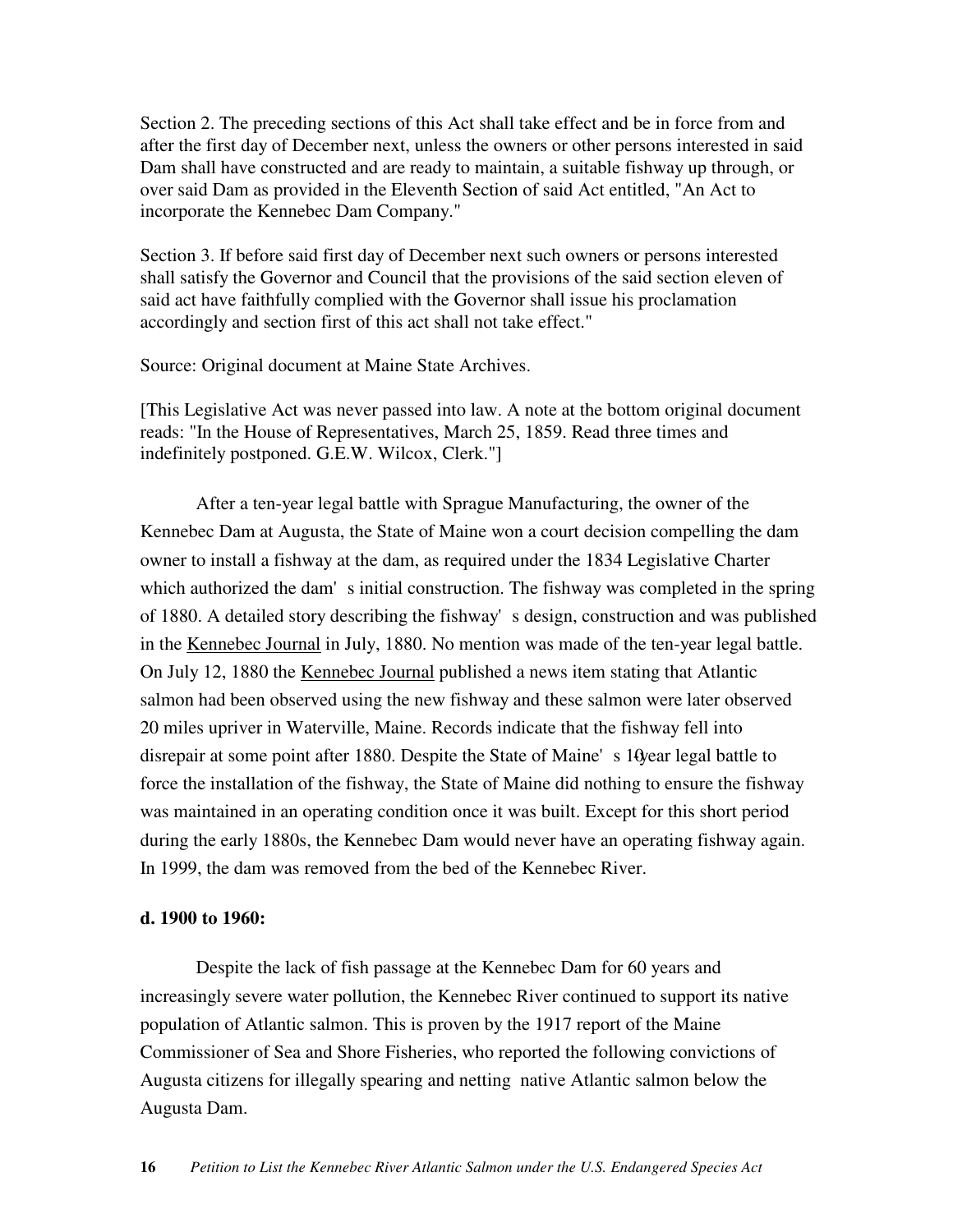Section 2. The preceding sections of this Act shall take effect and be in force from and after the first day of December next, unless the owners or other persons interested in said Dam shall have constructed and are ready to maintain, a suitable fishway up through, or over said Dam as provided in the Eleventh Section of said Act entitled, "An Act to incorporate the Kennebec Dam Company."

Section 3. If before said first day of December next such owners or persons interested shall satisfy the Governor and Council that the provisions of the said section eleven of said act have faithfully complied with the Governor shall issue his proclamation accordingly and section first of this act shall not take effect."

Source: Original document at Maine State Archives.

[This Legislative Act was never passed into law. A note at the bottom original document reads: "In the House of Representatives, March 25, 1859. Read three times and indefinitely postponed. G.E.W. Wilcox, Clerk."]

After a ten-year legal battle with Sprague Manufacturing, the owner of the Kennebec Dam at Augusta, the State of Maine won a court decision compelling the dam owner to install a fishway at the dam, as required under the 1834 Legislative Charter which authorized the dam's initial construction. The fishway was completed in the spring of 1880. A detailed story describing the fishway's design, construction and was published in the Kennebec Journal in July, 1880. No mention was made of the ten-year legal battle. On July 12, 1880 the Kennebec Journal published a news item stating that Atlantic salmon had been observed using the new fishway and these salmon were later observed 20 miles upriver in Waterville, Maine. Records indicate that the fishway fell into disrepair at some point after 1880. Despite the State of Maine's 10-year legal battle to force the installation of the fishway, the State of Maine did nothing to ensure the fishway was maintained in an operating condition once it was built. Except for this short period during the early 1880s, the Kennebec Dam would never have an operating fishway again. In 1999, the dam was removed from the bed of the Kennebec River.

**d. 1900 to 1960:**

Despite the lack of fish passage at the Kennebec Dam for 60 years and increasingly severe water pollution, the Kennebec River continued to support its native population of Atlantic salmon. This is proven by the 1917 report of the Maine Commissioner of Sea and Shore Fisheries, who reported the following convictions of Augusta citizens for illegally spearing and netting native Atlantic salmon below the Augusta Dam.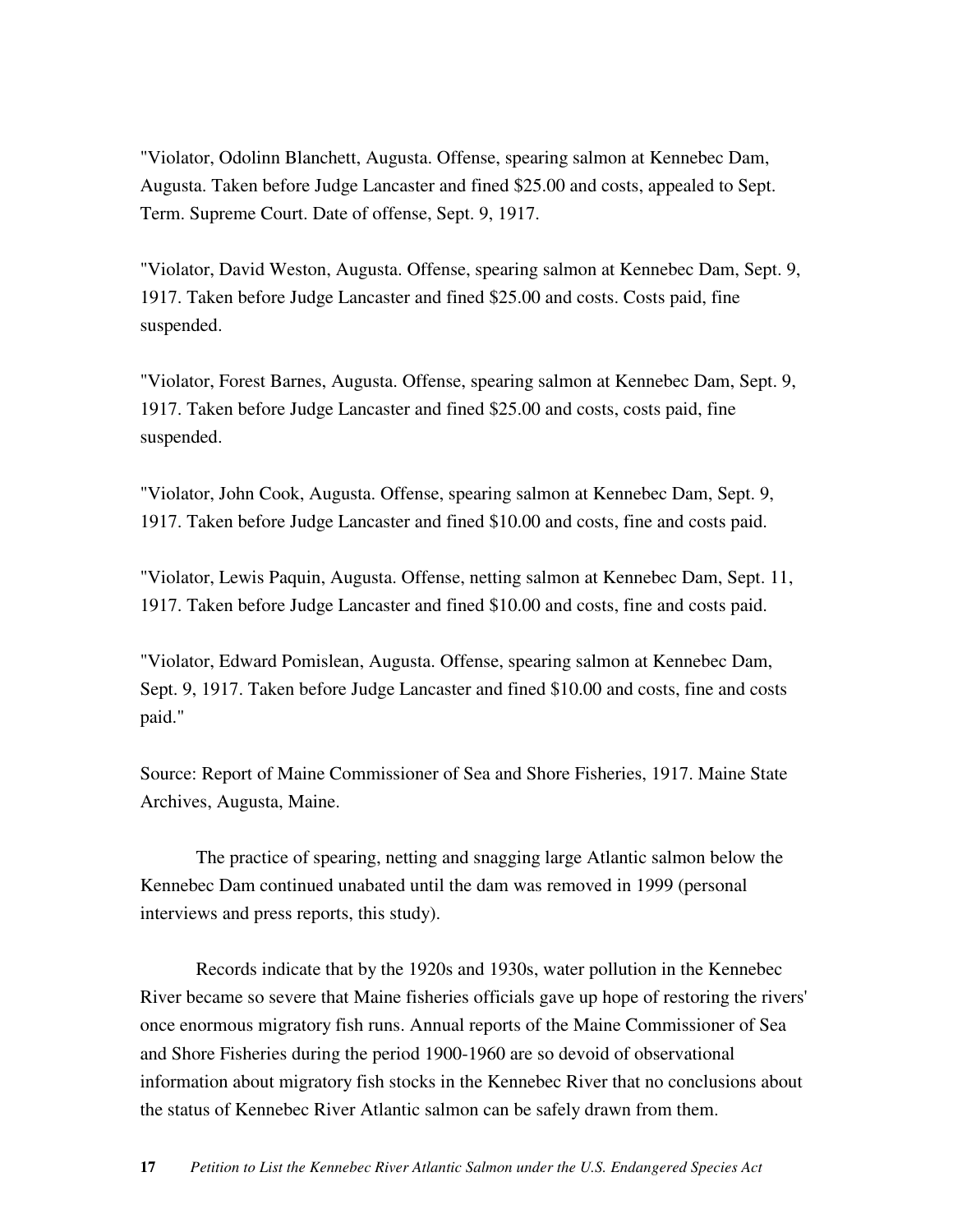"Violator, Odolinn Blanchett, Augusta. Offense, spearing salmon at Kennebec Dam, Augusta. Taken before Judge Lancaster and fined $25.00 and costs, appealed to Sept. Term. Supreme Court. Date of offense, Sept. 9, 1917.

"Violator, David Weston, Augusta. Offense, spearing salmon at Kennebec Dam, Sept. 9, 1917. Taken before Judge Lancaster and fined $25.00 and costs. Costs paid, fine suspended.

"Violator, Forest Barnes, Augusta. Offense, spearing salmon at Kennebec Dam, Sept. 9, 1917. Taken before Judge Lancaster and fined $25.00 and costs, costs paid, fine suspended.

"Violator, John Cook, Augusta. Offense, spearing salmon at Kennebec Dam, Sept. 9, 1917. Taken before Judge Lancaster and fined $10.00 and costs, fine and costs paid.

"Violator, Lewis Paquin, Augusta. Offense, netting salmon at Kennebec Dam, Sept. 11, 1917. Taken before Judge Lancaster and fined $10.00 and costs, fine and costs paid.

"Violator, Edward Pomislean, Augusta. Offense, spearing salmon at Kennebec Dam, Sept. 9, 1917. Taken before Judge Lancaster and fined $10.00 and costs, fine and costs paid."

Source: Report of Maine Commissioner of Sea and Shore Fisheries, 1917. Maine State Archives, Augusta, Maine.

The practice of spearing, netting and snagging large Atlantic salmon below the Kennebec Dam continued unabated until the dam was removed in 1999 (personal interviews and press reports, this study).

Records indicate that by the 1920s and 1930s, water pollution in the Kennebec River became so severe that Maine fisheries officials gave up hope of restoring the rivers' once enormous migratory fish runs. Annual reports of the Maine Commissioner of Sea and Shore Fisheries during the period 1900-1960 are so devoid of observational information about migratory fish stocks in the Kennebec River that no conclusions about the status of Kennebec River Atlantic salmon can be safely drawn from them.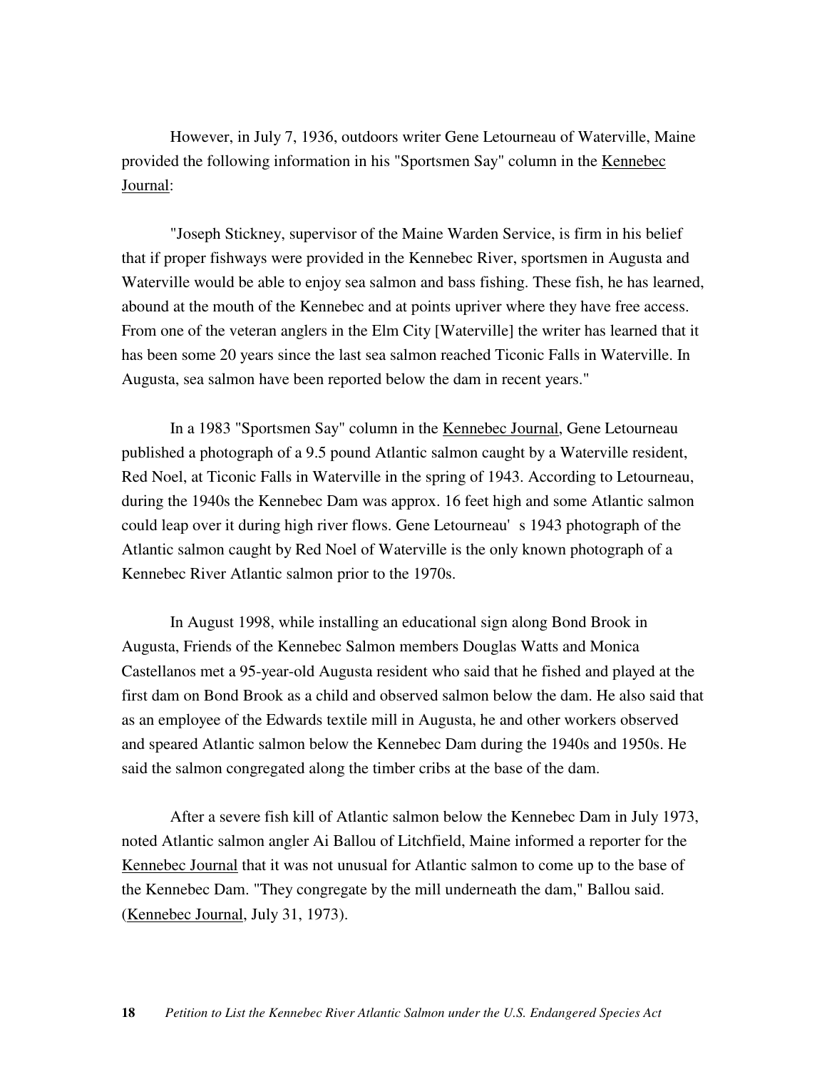However, in July 7, 1936, outdoors writer Gene Letourneau of Waterville, Maine provided the following information in his "Sportsmen Say" column in the Kennebec Journal:

"Joseph Stickney, supervisor of the Maine Warden Service, is firm in his belief that if proper fishways were provided in the Kennebec River, sportsmen in Augusta and Waterville would be able to enjoy sea salmon and bass fishing. These fish, he has learned, abound at the mouth of the Kennebec and at points upriver where they have free access. From one of the veteran anglers in the Elm City [Waterville] the writer has learned that it has been some 20 years since the last sea salmon reached Ticonic Falls in Waterville. In Augusta, sea salmon have been reported below the dam in recent years."

In a 1983 "Sportsmen Say" column in the Kennebec Journal, Gene Letourneau published a photograph of a 9.5 pound Atlantic salmon caught by a Waterville resident, Red Noel, at Ticonic Falls in Waterville in the spring of 1943. According to Letourneau, during the 1940s the Kennebec Dam was approx. 16 feet high and some Atlantic salmon could leap over it during high river flows. Gene Letourneau' s 1943 photograph of the Atlantic salmon caught by Red Noel of Waterville is the only known photograph of a Kennebec River Atlantic salmon prior to the 1970s.

In August 1998, while installing an educational sign along Bond Brook in Augusta, Friends of the Kennebec Salmon members Douglas Watts and Monica Castellanos met a 95-year-old Augusta resident who said that he fished and played at the first dam on Bond Brook as a child and observed salmon below the dam. He also said that as an employee of the Edwards textile mill in Augusta, he and other workers observed and speared Atlantic salmon below the Kennebec Dam during the 1940s and 1950s. He said the salmon congregated along the timber cribs at the base of the dam.

After a severe fish kill of Atlantic salmon below the Kennebec Dam in July 1973, noted Atlantic salmon angler Ai Ballou of Litchfield, Maine informed a reporter for the Kennebec Journal that it was not unusual for Atlantic salmon to come up to the base of the Kennebec Dam. "They congregate by the mill underneath the dam," Ballou said. (Kennebec Journal, July 31, 1973).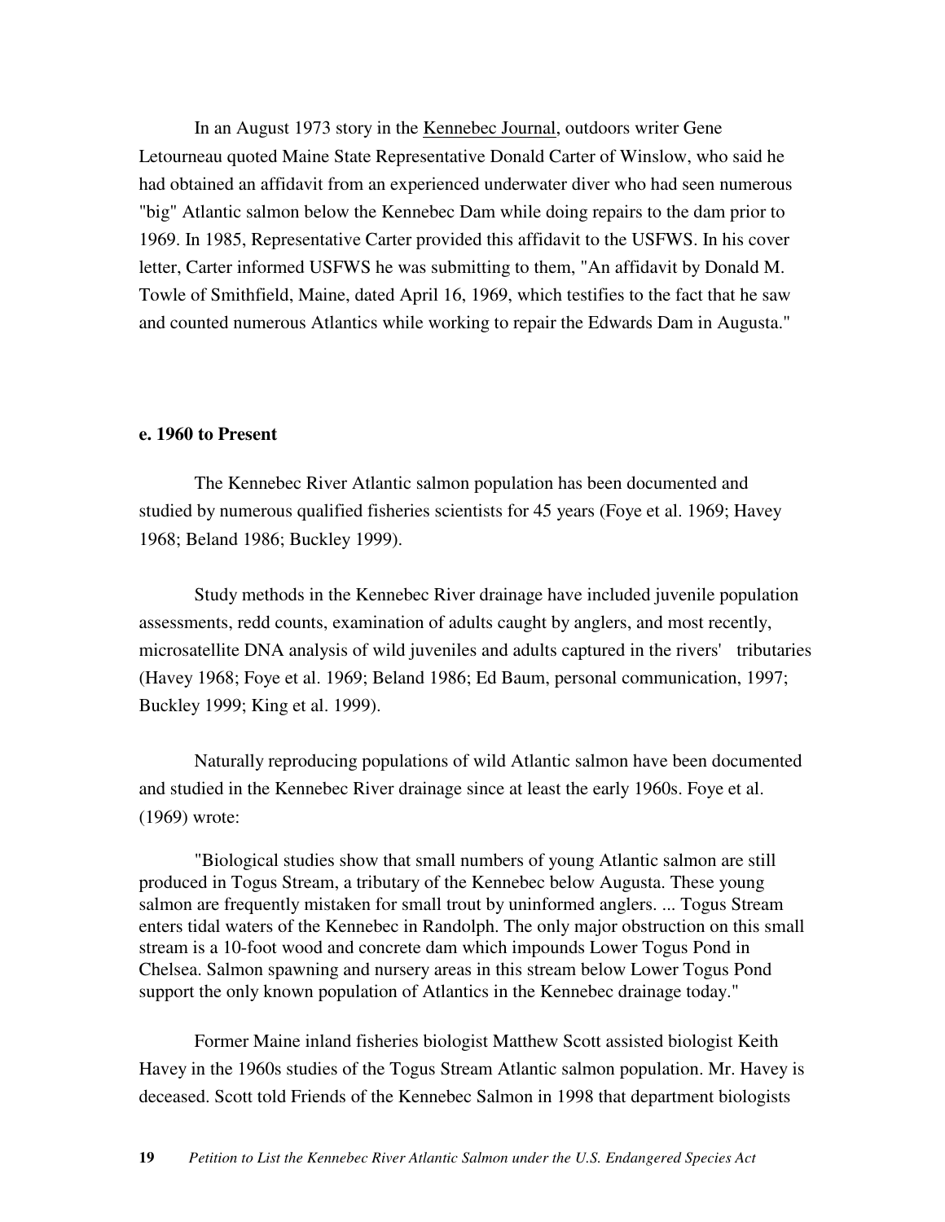In an August 1973 story in the Kennebec Journal, outdoors writer Gene Letourneau quoted Maine State Representative Donald Carter of Winslow, who said he had obtained an affidavit from an experienced underwater diver who had seen numerous "big" Atlantic salmon below the Kennebec Dam while doing repairs to the dam prior to 1969. In 1985, Representative Carter provided this affidavit to the USFWS. In his cover letter, Carter informed USFWS he was submitting to them, "An affidavit by Donald M. Towle of Smithfield, Maine, dated April 16, 1969, which testifies to the fact that he saw and counted numerous Atlantics while working to repair the Edwards Dam in Augusta."

**e. 1960 to Present**

The Kennebec River Atlantic salmon population has been documented and studied by numerous qualified fisheries scientists for 45 years (Foye et al. 1969; Havey 1968; Beland 1986; Buckley 1999).

Study methods in the Kennebec River drainage have included juvenile population assessments, redd counts, examination of adults caught by anglers, and most recently, microsatellite DNA analysis of wild juveniles and adults captured in the rivers' tributaries (Havey 1968; Foye et al. 1969; Beland 1986; Ed Baum, personal communication, 1997; Buckley 1999; King et al. 1999).

Naturally reproducing populations of wild Atlantic salmon have been documented and studied in the Kennebec River drainage since at least the early 1960s. Foye et al. (1969) wrote:

> "Biological studies show that small numbers of young Atlantic salmon are still produced in Togus Stream, a tributary of the Kennebec below Augusta. These young salmon are frequently mistaken for small trout by uninformed anglers. ... Togus Stream enters tidal waters of the Kennebec in Randolph. The only major obstruction on this small stream is a 10-foot wood and concrete dam which impounds Lower Togus Pond in Chelsea. Salmon spawning and nursery areas in this stream below Lower Togus Pond support the only known population of Atlantics in the Kennebec drainage today."

Former Maine inland fisheries biologist Matthew Scott assisted biologist Keith Havey in the 1960s studies of the Togus Stream Atlantic salmon population. Mr. Havey is deceased. Scott told Friends of the Kennebec Salmon in 1998 that department biologists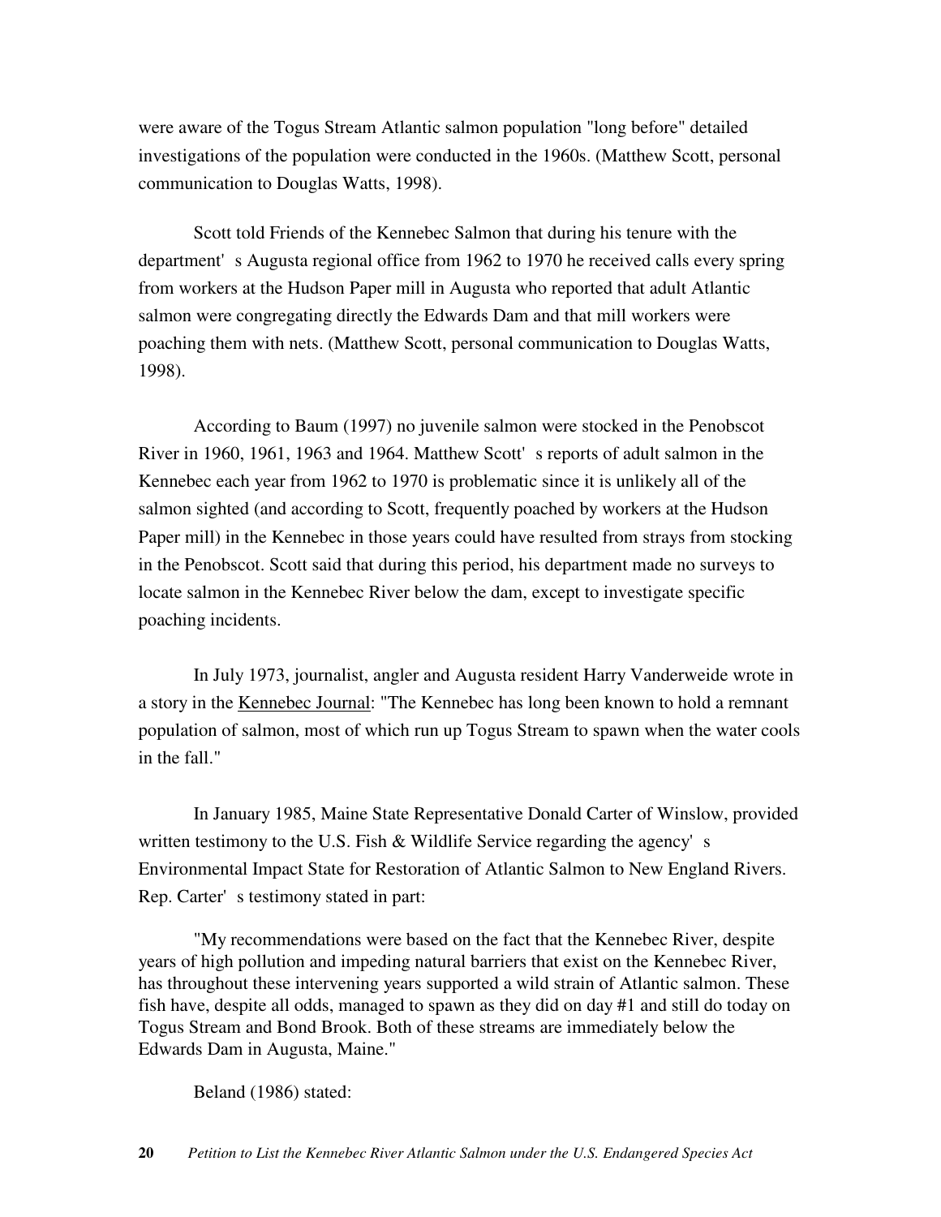were aware of the Togus Stream Atlantic salmon population "long before" detailed investigations of the population were conducted in the 1960s. (Matthew Scott, personal communication to Douglas Watts, 1998).

Scott told Friends of the Kennebec Salmon that during his tenure with the department's Augusta regional office from 1962 to 1970 he received calls every spring from workers at the Hudson Paper mill in Augusta who reported that adult Atlantic salmon were congregating directly the Edwards Dam and that mill workers were poaching them with nets. (Matthew Scott, personal communication to Douglas Watts, 1998).

According to Baum (1997) no juvenile salmon were stocked in the Penobscot River in 1960, 1961, 1963 and 1964. Matthew Scott's reports of adult salmon in the Kennebec each year from 1962 to 1970 is problematic since it is unlikely all of the salmon sighted (and according to Scott, frequently poached by workers at the Hudson Paper mill) in the Kennebec in those years could have resulted from strays from stocking in the Penobscot. Scott said that during this period, his department made no surveys to locate salmon in the Kennebec River below the dam, except to investigate specific poaching incidents.

In July 1973, journalist, angler and Augusta resident Harry Vanderweide wrote in a story in the Kennebec Journal: "The Kennebec has long been known to hold a remnant population of salmon, most of which run up Togus Stream to spawn when the water cools in the fall."

In January 1985, Maine State Representative Donald Carter of Winslow, provided written testimony to the U.S. Fish & Wildlife Service regarding the agency's Environmental Impact State for Restoration of Atlantic Salmon to New England Rivers. Rep. Carter's testimony stated in part:

> "My recommendations were based on the fact that the Kennebec River, despite years of high pollution and impeding natural barriers that exist on the Kennebec River, has throughout these intervening years supported a wild strain of Atlantic salmon. These fish have, despite all odds, managed to spawn as they did on day #1 and still do today on Togus Stream and Bond Brook. Both of these streams are immediately below the Edwards Dam in Augusta, Maine."

Beland (1986) stated: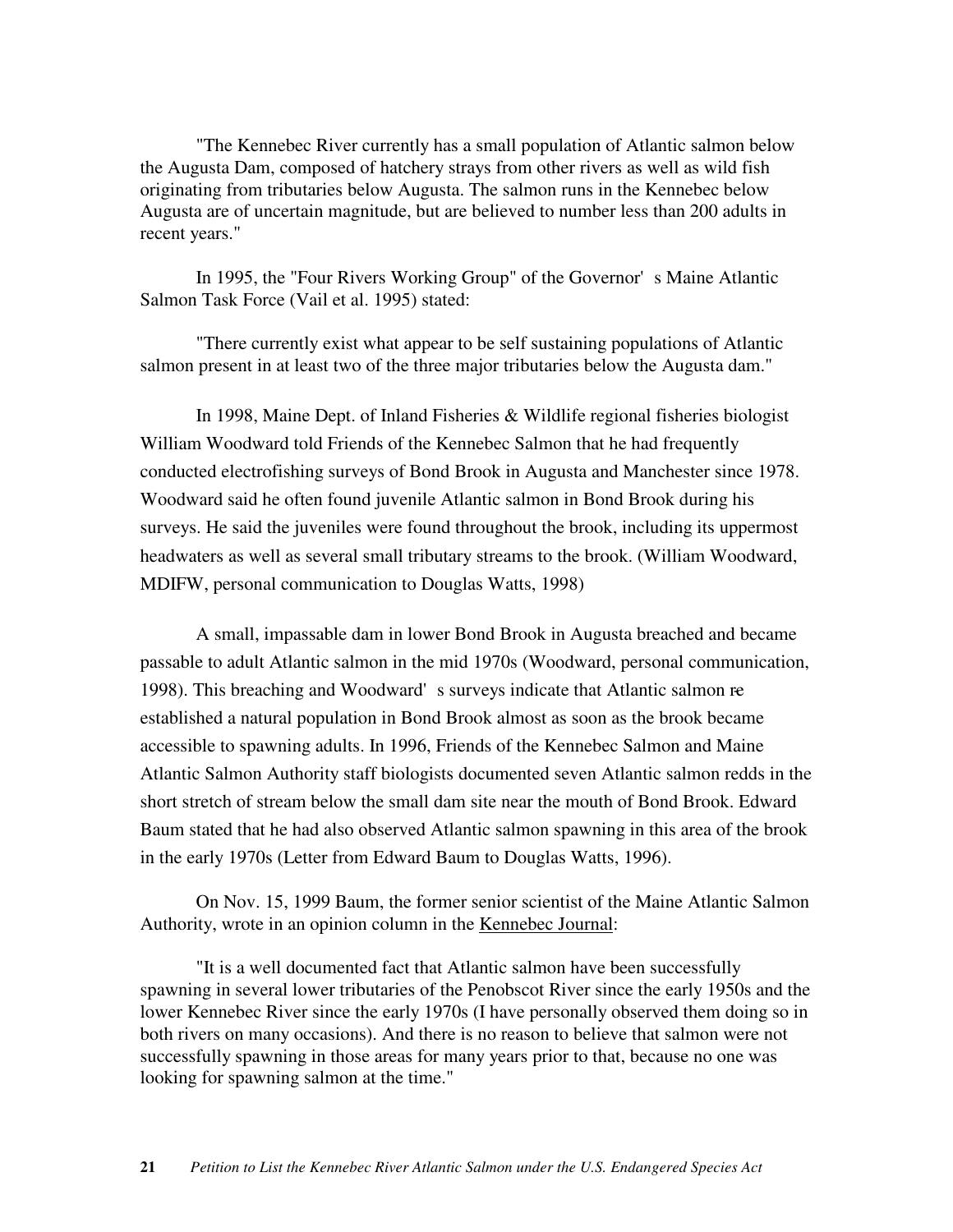"The Kennebec River currently has a small population of Atlantic salmon below the Augusta Dam, composed of hatchery strays from other rivers as well as wild fish originating from tributaries below Augusta. The salmon runs in the Kennebec below Augusta are of uncertain magnitude, but are believed to number less than 200 adults in recent years."

In 1995, the "Four Rivers Working Group" of the Governor's Maine Atlantic Salmon Task Force (Vail et al. 1995) stated:

"There currently exist what appear to be self sustaining populations of Atlantic salmon present in at least two of the three major tributaries below the Augusta dam."

In 1998, Maine Dept. of Inland Fisheries & Wildlife regional fisheries biologist William Woodward told Friends of the Kennebec Salmon that he had frequently conducted electrofishing surveys of Bond Brook in Augusta and Manchester since 1978. Woodward said he often found juvenile Atlantic salmon in Bond Brook during his surveys. He said the juveniles were found throughout the brook, including its uppermost headwaters as well as several small tributary streams to the brook. (William Woodward, MDIFW, personal communication to Douglas Watts, 1998)

A small, impassable dam in lower Bond Brook in Augusta breached and became passable to adult Atlantic salmon in the mid 1970s (Woodward, personal communication, 1998). This breaching and Woodward's surveys indicate that Atlantic salmon re established a natural population in Bond Brook almost as soon as the brook became accessible to spawning adults. In 1996, Friends of the Kennebec Salmon and Maine Atlantic Salmon Authority staff biologists documented seven Atlantic salmon redds in the short stretch of stream below the small dam site near the mouth of Bond Brook. Edward Baum stated that he had also observed Atlantic salmon spawning in this area of the brook in the early 1970s (Letter from Edward Baum to Douglas Watts, 1996).

On Nov. 15, 1999 Baum, the former senior scientist of the Maine Atlantic Salmon Authority, wrote in an opinion column in the Kennebec Journal:

"It is a well documented fact that Atlantic salmon have been successfully spawning in several lower tributaries of the Penobscot River since the early 1950s and the lower Kennebec River since the early 1970s (I have personally observed them doing so in both rivers on many occasions). And there is no reason to believe that salmon were not successfully spawning in those areas for many years prior to that, because no one was looking for spawning salmon at the time."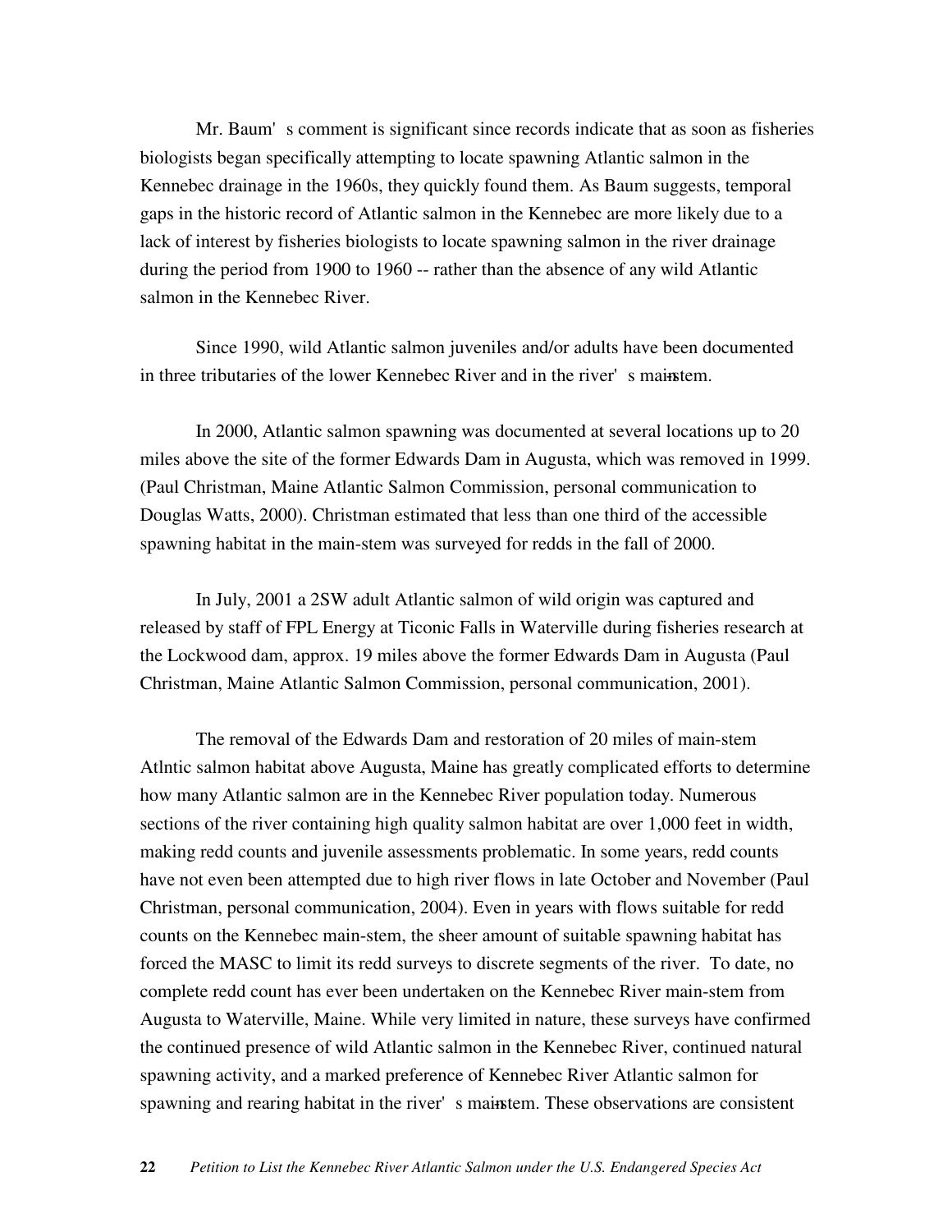Mr. Baum's comment is significant since records indicate that as soon as fisheries biologists began specifically attempting to locate spawning Atlantic salmon in the Kennebec drainage in the 1960s, they quickly found them. As Baum suggests, temporal gaps in the historic record of Atlantic salmon in the Kennebec are more likely due to a lack of interest by fisheries biologists to locate spawning salmon in the river drainage during the period from 1900 to 1960 -- rather than the absence of any wild Atlantic salmon in the Kennebec River.

Since 1990, wild Atlantic salmon juveniles and/or adults have been documented in three tributaries of the lower Kennebec River and in the river's main-stem.

In 2000, Atlantic salmon spawning was documented at several locations up to 20 miles above the site of the former Edwards Dam in Augusta, which was removed in 1999. (Paul Christman, Maine Atlantic Salmon Commission, personal communication to Douglas Watts, 2000). Christman estimated that less than one third of the accessible spawning habitat in the main-stem was surveyed for redds in the fall of 2000.

In July, 2001 a 2SW adult Atlantic salmon of wild origin was captured and released by staff of FPL Energy at Ticonic Falls in Waterville during fisheries research at the Lockwood dam, approx. 19 miles above the former Edwards Dam in Augusta (Paul Christman, Maine Atlantic Salmon Commission, personal communication, 2001).

The removal of the Edwards Dam and restoration of 20 miles of main-stem Atlntic salmon habitat above Augusta, Maine has greatly complicated efforts to determine how many Atlantic salmon are in the Kennebec River population today. Numerous sections of the river containing high quality salmon habitat are over 1,000 feet in width, making redd counts and juvenile assessments problematic. In some years, redd counts have not even been attempted due to high river flows in late October and November (Paul Christman, personal communication, 2004). Even in years with flows suitable for redd counts on the Kennebec main-stem, the sheer amount of suitable spawning habitat has forced the MASC to limit its redd surveys to discrete segments of the river. To date, no complete redd count has ever been undertaken on the Kennebec River main-stem from Augusta to Waterville, Maine. While very limited in nature, these surveys have confirmed the continued presence of wild Atlantic salmon in the Kennebec River, continued natural spawning activity, and a marked preference of Kennebec River Atlantic salmon for spawning and rearing habitat in the river's main-stem. These observations are consistent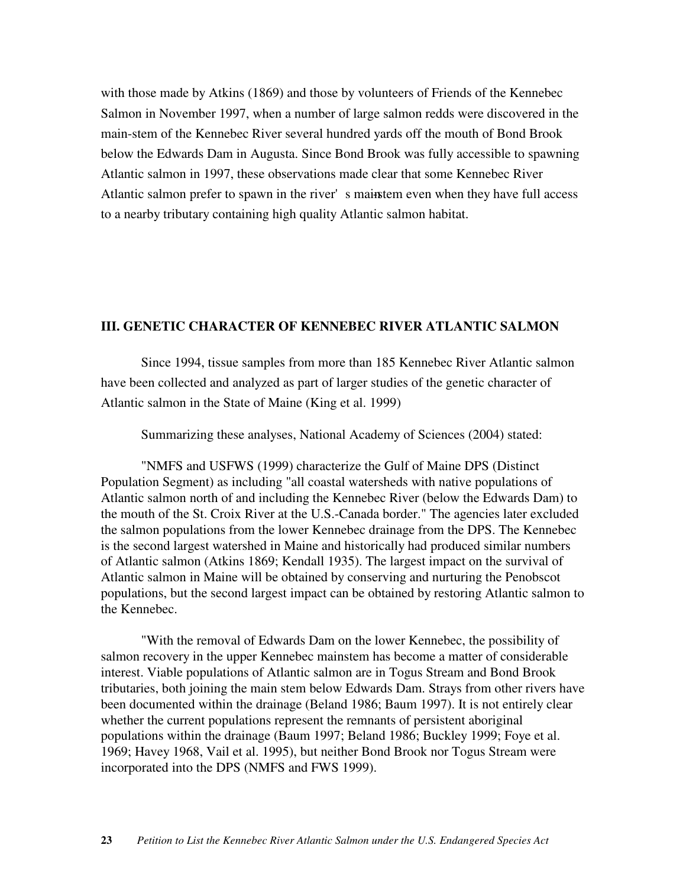with those made by Atkins (1869) and those by volunteers of Friends of the Kennebec Salmon in November 1997, when a number of large salmon redds were discovered in the main-stem of the Kennebec River several hundred yards off the mouth of Bond Brook below the Edwards Dam in Augusta. Since Bond Brook was fully accessible to spawning Atlantic salmon in 1997, these observations made clear that some Kennebec River Atlantic salmon prefer to spawn in the river's main-stem even when they have full access to a nearby tributary containing high quality Atlantic salmon habitat.

## III. GENETIC CHARACTER OF KENNEBEC RIVER ATLANTIC SALMON

Since 1994, tissue samples from more than 185 Kennebec River Atlantic salmon have been collected and analyzed as part of larger studies of the genetic character of Atlantic salmon in the State of Maine (King et al. 1999)

Summarizing these analyses, National Academy of Sciences (2004) stated:

"NMFS and USFWS (1999) characterize the Gulf of Maine DPS (Distinct Population Segment) as including "all coastal watersheds with native populations of Atlantic salmon north of and including the Kennebec River (below the Edwards Dam) to the mouth of the St. Croix River at the U.S.-Canada border." The agencies later excluded the salmon populations from the lower Kennebec drainage from the DPS. The Kennebec is the second largest watershed in Maine and historically had produced similar numbers of Atlantic salmon (Atkins 1869; Kendall 1935). The largest impact on the survival of Atlantic salmon in Maine will be obtained by conserving and nurturing the Penobscot populations, but the second largest impact can be obtained by restoring Atlantic salmon to the Kennebec.

"With the removal of Edwards Dam on the lower Kennebec, the possibility of salmon recovery in the upper Kennebec mainstem has become a matter of considerable interest. Viable populations of Atlantic salmon are in Togus Stream and Bond Brook tributaries, both joining the main stem below Edwards Dam. Strays from other rivers have been documented within the drainage (Beland 1986; Baum 1997). It is not entirely clear whether the current populations represent the remnants of persistent aboriginal populations within the drainage (Baum 1997; Beland 1986; Buckley 1999; Foye et al. 1969; Havey 1968, Vail et al. 1995), but neither Bond Brook nor Togus Stream were incorporated into the DPS (NMFS and FWS 1999).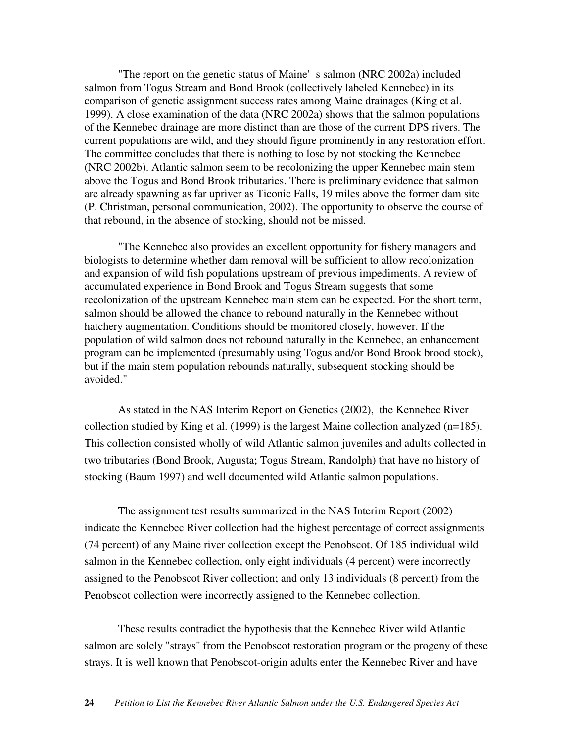"The report on the genetic status of Maine' s salmon (NRC 2002a) included salmon from Togus Stream and Bond Brook (collectively labeled Kennebec) in its comparison of genetic assignment success rates among Maine drainages (King et al. 1999). A close examination of the data (NRC 2002a) shows that the salmon populations of the Kennebec drainage are more distinct than are those of the current DPS rivers. The current populations are wild, and they should figure prominently in any restoration effort. The committee concludes that there is nothing to lose by not stocking the Kennebec (NRC 2002b). Atlantic salmon seem to be recolonizing the upper Kennebec main stem above the Togus and Bond Brook tributaries. There is preliminary evidence that salmon are already spawning as far upriver as Ticonic Falls, 19 miles above the former dam site (P. Christman, personal communication, 2002). The opportunity to observe the course of that rebound, in the absence of stocking, should not be missed.

"The Kennebec also provides an excellent opportunity for fishery managers and biologists to determine whether dam removal will be sufficient to allow recolonization and expansion of wild fish populations upstream of previous impediments. A review of accumulated experience in Bond Brook and Togus Stream suggests that some recolonization of the upstream Kennebec main stem can be expected. For the short term, salmon should be allowed the chance to rebound naturally in the Kennebec without hatchery augmentation. Conditions should be monitored closely, however. If the population of wild salmon does not rebound naturally in the Kennebec, an enhancement program can be implemented (presumably using Togus and/or Bond Brook brood stock), but if the main stem population rebounds naturally, subsequent stocking should be avoided."

As stated in the NAS Interim Report on Genetics (2002), the Kennebec River collection studied by King et al. (1999) is the largest Maine collection analyzed (n=185). This collection consisted wholly of wild Atlantic salmon juveniles and adults collected in two tributaries (Bond Brook, Augusta; Togus Stream, Randolph) that have no history of stocking (Baum 1997) and well documented wild Atlantic salmon populations.

The assignment test results summarized in the NAS Interim Report (2002) indicate the Kennebec River collection had the highest percentage of correct assignments (74 percent) of any Maine river collection except the Penobscot. Of 185 individual wild salmon in the Kennebec collection, only eight individuals (4 percent) were incorrectly assigned to the Penobscot River collection; and only 13 individuals (8 percent) from the Penobscot collection were incorrectly assigned to the Kennebec collection.

These results contradict the hypothesis that the Kennebec River wild Atlantic salmon are solely "strays" from the Penobscot restoration program or the progeny of these strays. It is well known that Penobscot-origin adults enter the Kennebec River and have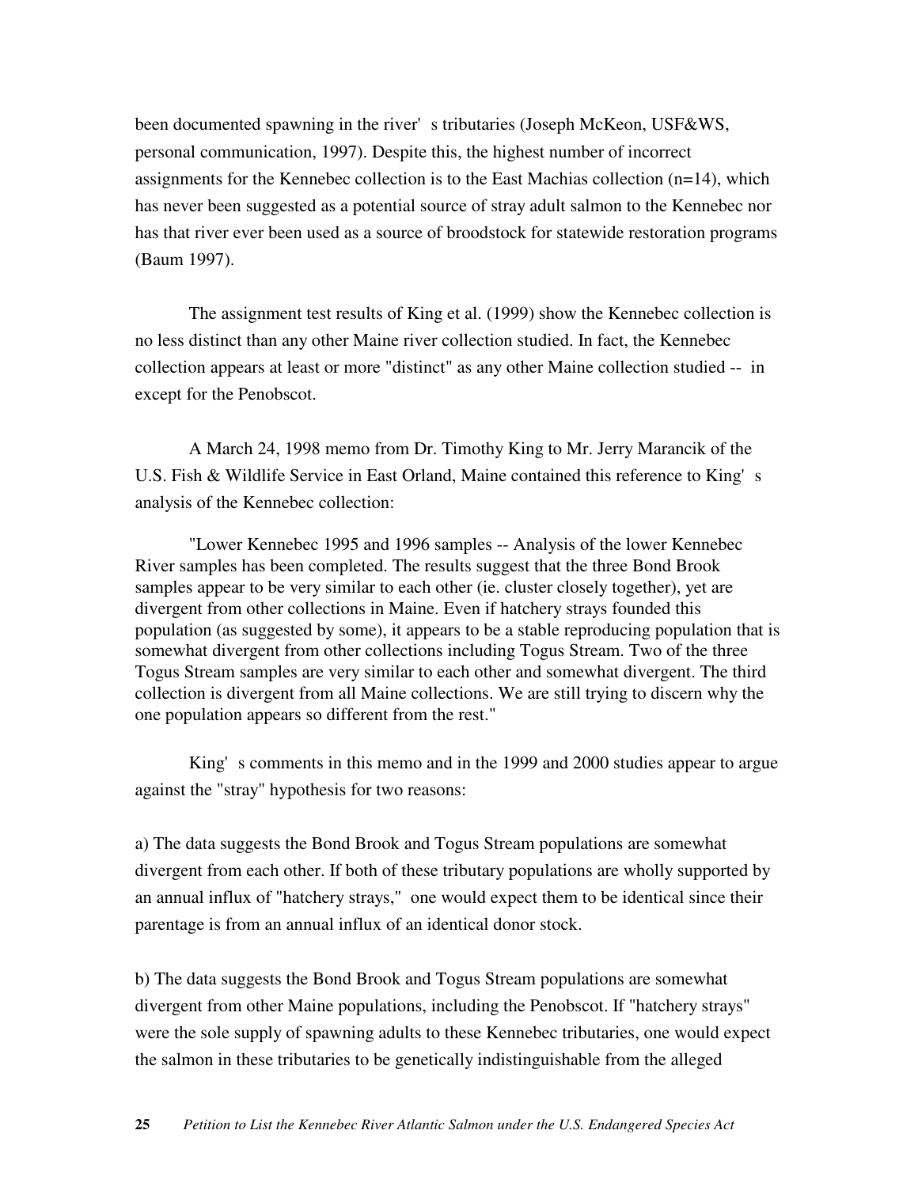been documented spawning in the river's tributaries (Joseph McKeon, USF&WS, personal communication, 1997). Despite this, the highest number of incorrect assignments for the Kennebec collection is to the East Machias collection (n=14), which has never been suggested as a potential source of stray adult salmon to the Kennebec nor has that river ever been used as a source of broodstock for statewide restoration programs (Baum 1997).

The assignment test results of King et al. (1999) show the Kennebec collection is no less distinct than any other Maine river collection studied. In fact, the Kennebec collection appears at least or more "distinct" as any other Maine collection studied -- in except for the Penobscot.

A March 24, 1998 memo from Dr. Timothy King to Mr. Jerry Marancik of the U.S. Fish & Wildlife Service in East Orland, Maine contained this reference to King's analysis of the Kennebec collection:

> "Lower Kennebec 1995 and 1996 samples -- Analysis of the lower Kennebec River samples has been completed. The results suggest that the three Bond Brook samples appear to be very similar to each other (ie. cluster closely together), yet are divergent from other collections in Maine. Even if hatchery strays founded this population (as suggested by some), it appears to be a stable reproducing population that is somewhat divergent from other collections including Togus Stream. Two of the three Togus Stream samples are very similar to each other and somewhat divergent. The third collection is divergent from all Maine collections. We are still trying to discern why the one population appears so different from the rest."

King's comments in this memo and in the 1999 and 2000 studies appear to argue against the "stray" hypothesis for two reasons:

a) The data suggests the Bond Brook and Togus Stream populations are somewhat divergent from each other. If both of these tributary populations are wholly supported by an annual influx of "hatchery strays," one would expect them to be identical since their parentage is from an annual influx of an identical donor stock.

b) The data suggests the Bond Brook and Togus Stream populations are somewhat divergent from other Maine populations, including the Penobscot. If "hatchery strays" were the sole supply of spawning adults to these Kennebec tributaries, one would expect the salmon in these tributaries to be genetically indistinguishable from the alleged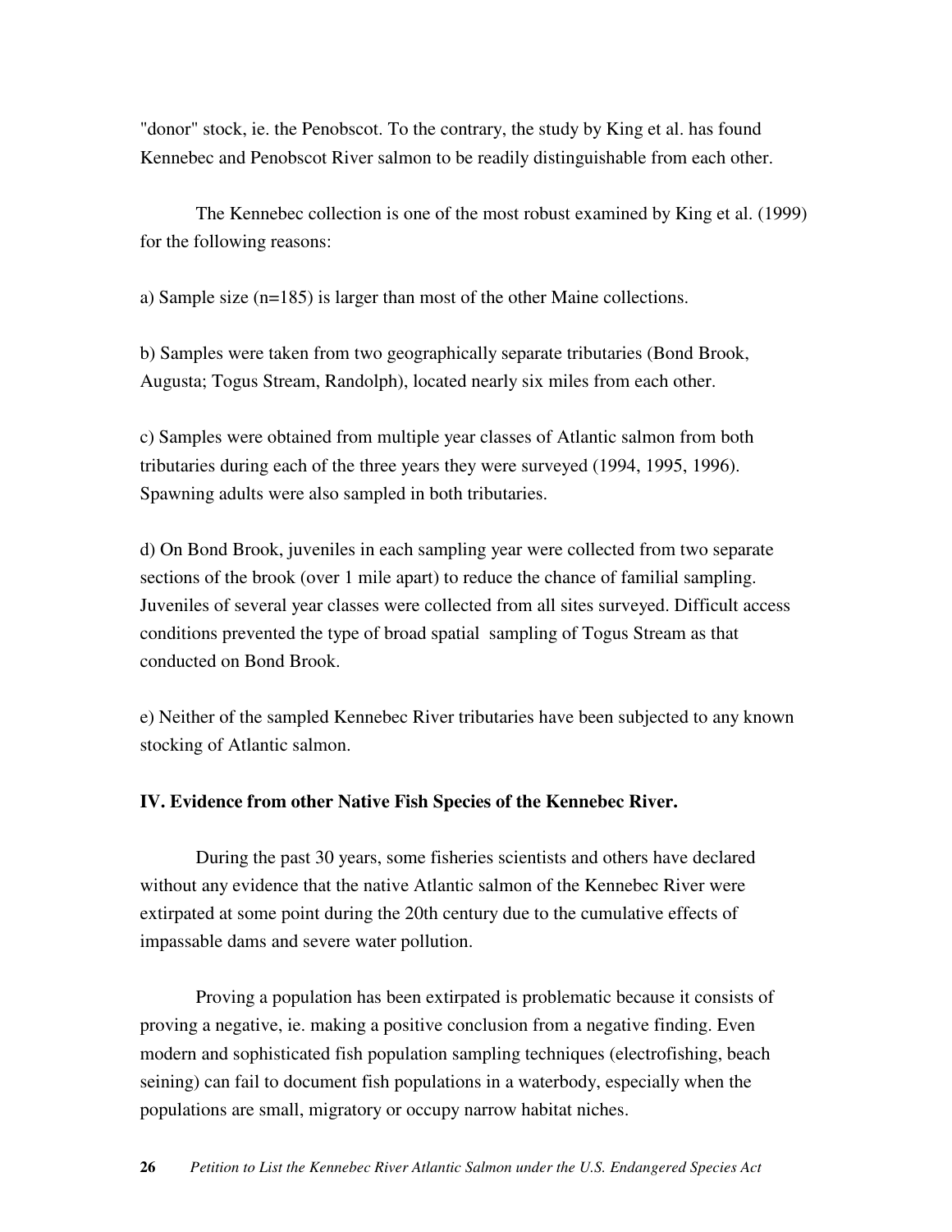"donor" stock, ie. the Penobscot. To the contrary, the study by King et al. has found Kennebec and Penobscot River salmon to be readily distinguishable from each other.

The Kennebec collection is one of the most robust examined by King et al. (1999) for the following reasons:

a) Sample size (n=185) is larger than most of the other Maine collections.

b) Samples were taken from two geographically separate tributaries (Bond Brook, Augusta; Togus Stream, Randolph), located nearly six miles from each other.

c) Samples were obtained from multiple year classes of Atlantic salmon from both tributaries during each of the three years they were surveyed (1994, 1995, 1996). Spawning adults were also sampled in both tributaries.

d) On Bond Brook, juveniles in each sampling year were collected from two separate sections of the brook (over 1 mile apart) to reduce the chance of familial sampling. Juveniles of several year classes were collected from all sites surveyed. Difficult access conditions prevented the type of broad spatial sampling of Togus Stream as that conducted on Bond Brook.

e) Neither of the sampled Kennebec River tributaries have been subjected to any known stocking of Atlantic salmon.

## IV. Evidence from other Native Fish Species of the Kennebec River.

During the past 30 years, some fisheries scientists and others have declared without any evidence that the native Atlantic salmon of the Kennebec River were extirpated at some point during the 20th century due to the cumulative effects of impassable dams and severe water pollution.

Proving a population has been extirpated is problematic because it consists of proving a negative, ie. making a positive conclusion from a negative finding. Even modern and sophisticated fish population sampling techniques (electrofishing, beach seining) can fail to document fish populations in a waterbody, especially when the populations are small, migratory or occupy narrow habitat niches.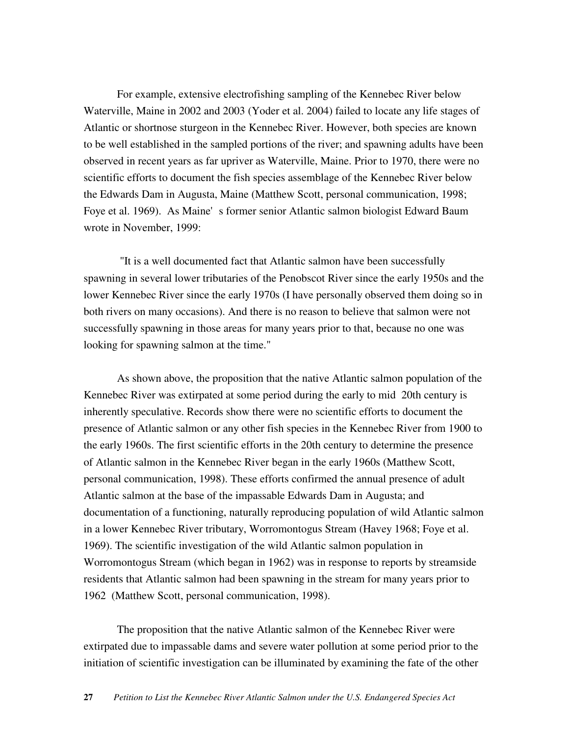For example, extensive electrofishing sampling of the Kennebec River below Waterville, Maine in 2002 and 2003 (Yoder et al. 2004) failed to locate any life stages of Atlantic or shortnose sturgeon in the Kennebec River. However, both species are known to be well established in the sampled portions of the river; and spawning adults have been observed in recent years as far upriver as Waterville, Maine. Prior to 1970, there were no scientific efforts to document the fish species assemblage of the Kennebec River below the Edwards Dam in Augusta, Maine (Matthew Scott, personal communication, 1998; Foye et al. 1969). As Maine's former senior Atlantic salmon biologist Edward Baum wrote in November, 1999:

"It is a well documented fact that Atlantic salmon have been successfully spawning in several lower tributaries of the Penobscot River since the early 1950s and the lower Kennebec River since the early 1970s (I have personally observed them doing so in both rivers on many occasions). And there is no reason to believe that salmon were not successfully spawning in those areas for many years prior to that, because no one was looking for spawning salmon at the time."

As shown above, the proposition that the native Atlantic salmon population of the Kennebec River was extirpated at some period during the early to mid 20th century is inherently speculative. Records show there were no scientific efforts to document the presence of Atlantic salmon or any other fish species in the Kennebec River from 1900 to the early 1960s. The first scientific efforts in the 20th century to determine the presence of Atlantic salmon in the Kennebec River began in the early 1960s (Matthew Scott, personal communication, 1998). These efforts confirmed the annual presence of adult Atlantic salmon at the base of the impassable Edwards Dam in Augusta; and documentation of a functioning, naturally reproducing population of wild Atlantic salmon in a lower Kennebec River tributary, Worromontogus Stream (Havey 1968; Foye et al. 1969). The scientific investigation of the wild Atlantic salmon population in Worromontogus Stream (which began in 1962) was in response to reports by streamside residents that Atlantic salmon had been spawning in the stream for many years prior to 1962 (Matthew Scott, personal communication, 1998).

The proposition that the native Atlantic salmon of the Kennebec River were extirpated due to impassable dams and severe water pollution at some period prior to the initiation of scientific investigation can be illuminated by examining the fate of the other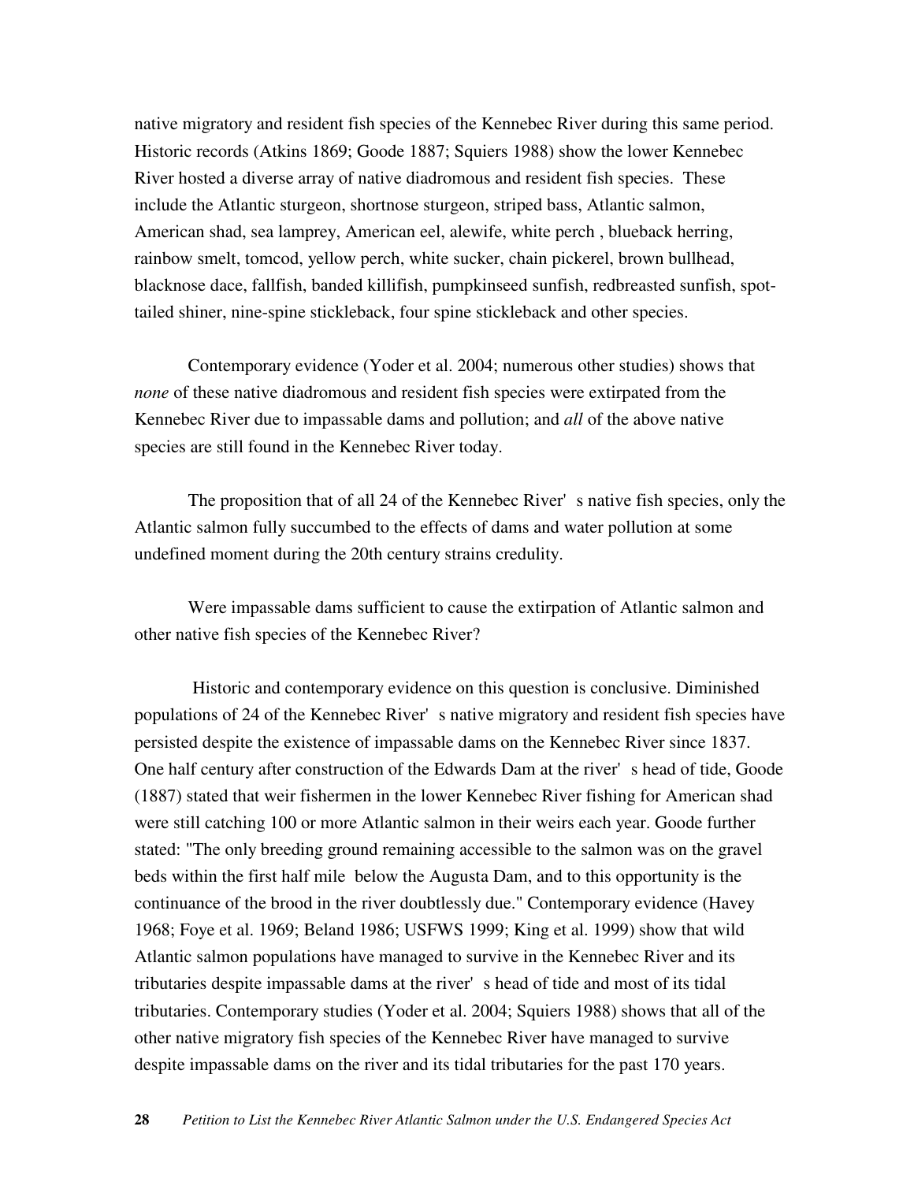native migratory and resident fish species of the Kennebec River during this same period. Historic records (Atkins 1869; Goode 1887; Squiers 1988) show the lower Kennebec River hosted a diverse array of native diadromous and resident fish species. These include the Atlantic sturgeon, shortnose sturgeon, striped bass, Atlantic salmon, American shad, sea lamprey, American eel, alewife, white perch , blueback herring, rainbow smelt, tomcod, yellow perch, white sucker, chain pickerel, brown bullhead, blacknose dace, fallfish, banded killifish, pumpkinseed sunfish, redbreasted sunfish, spot-tailed shiner, nine-spine stickleback, four spine stickleback and other species.

Contemporary evidence (Yoder et al. 2004; numerous other studies) shows that *none* of these native diadromous and resident fish species were extirpated from the Kennebec River due to impassable dams and pollution; and *all* of the above native species are still found in the Kennebec River today.

The proposition that of all 24 of the Kennebec River's native fish species, only the Atlantic salmon fully succumbed to the effects of dams and water pollution at some undefined moment during the 20th century strains credulity.

Were impassable dams sufficient to cause the extirpation of Atlantic salmon and other native fish species of the Kennebec River?

Historic and contemporary evidence on this question is conclusive. Diminished populations of 24 of the Kennebec River's native migratory and resident fish species have persisted despite the existence of impassable dams on the Kennebec River since 1837. One half century after construction of the Edwards Dam at the river's head of tide, Goode (1887) stated that weir fishermen in the lower Kennebec River fishing for American shad were still catching 100 or more Atlantic salmon in their weirs each year. Goode further stated: "The only breeding ground remaining accessible to the salmon was on the gravel beds within the first half mile below the Augusta Dam, and to this opportunity is the continuance of the brood in the river doubtlessly due." Contemporary evidence (Havey 1968; Foye et al. 1969; Beland 1986; USFWS 1999; King et al. 1999) show that wild Atlantic salmon populations have managed to survive in the Kennebec River and its tributaries despite impassable dams at the river's head of tide and most of its tidal tributaries. Contemporary studies (Yoder et al. 2004; Squiers 1988) shows that all of the other native migratory fish species of the Kennebec River have managed to survive despite impassable dams on the river and its tidal tributaries for the past 170 years.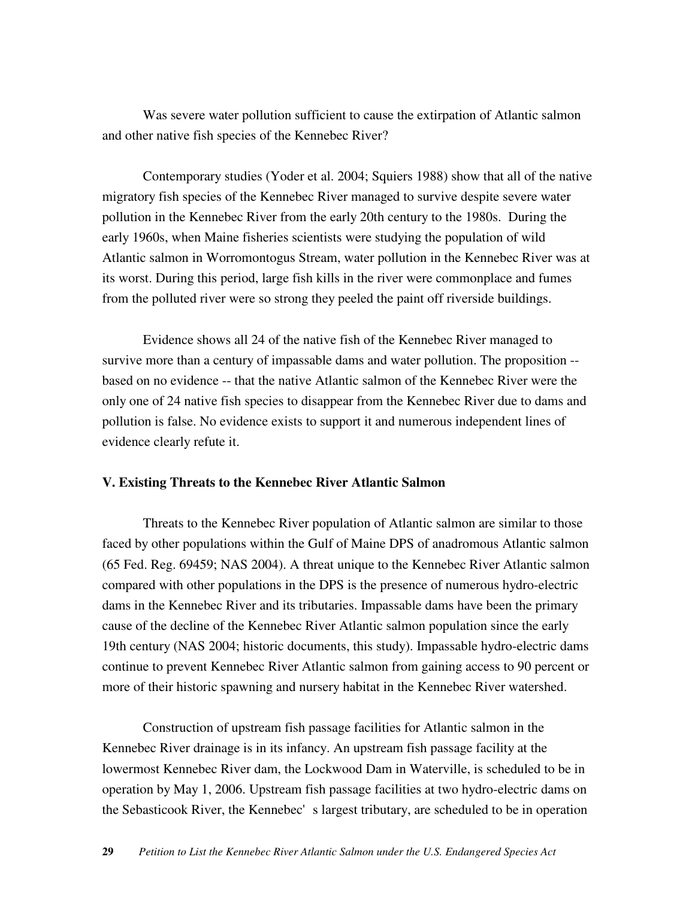Was severe water pollution sufficient to cause the extirpation of Atlantic salmon and other native fish species of the Kennebec River?

Contemporary studies (Yoder et al. 2004; Squiers 1988) show that all of the native migratory fish species of the Kennebec River managed to survive despite severe water pollution in the Kennebec River from the early 20th century to the 1980s. During the early 1960s, when Maine fisheries scientists were studying the population of wild Atlantic salmon in Worromontogus Stream, water pollution in the Kennebec River was at its worst. During this period, large fish kills in the river were commonplace and fumes from the polluted river were so strong they peeled the paint off riverside buildings.

Evidence shows all 24 of the native fish of the Kennebec River managed to survive more than a century of impassable dams and water pollution. The proposition -- based on no evidence -- that the native Atlantic salmon of the Kennebec River were the only one of 24 native fish species to disappear from the Kennebec River due to dams and pollution is false. No evidence exists to support it and numerous independent lines of evidence clearly refute it.

## V. Existing Threats to the Kennebec River Atlantic Salmon

Threats to the Kennebec River population of Atlantic salmon are similar to those faced by other populations within the Gulf of Maine DPS of anadromous Atlantic salmon (65 Fed. Reg. 69459; NAS 2004). A threat unique to the Kennebec River Atlantic salmon compared with other populations in the DPS is the presence of numerous hydro-electric dams in the Kennebec River and its tributaries. Impassable dams have been the primary cause of the decline of the Kennebec River Atlantic salmon population since the early 19th century (NAS 2004; historic documents, this study). Impassable hydro-electric dams continue to prevent Kennebec River Atlantic salmon from gaining access to 90 percent or more of their historic spawning and nursery habitat in the Kennebec River watershed.

Construction of upstream fish passage facilities for Atlantic salmon in the Kennebec River drainage is in its infancy. An upstream fish passage facility at the lowermost Kennebec River dam, the Lockwood Dam in Waterville, is scheduled to be in operation by May 1, 2006. Upstream fish passage facilities at two hydro-electric dams on the Sebasticook River, the Kennebec's largest tributary, are scheduled to be in operation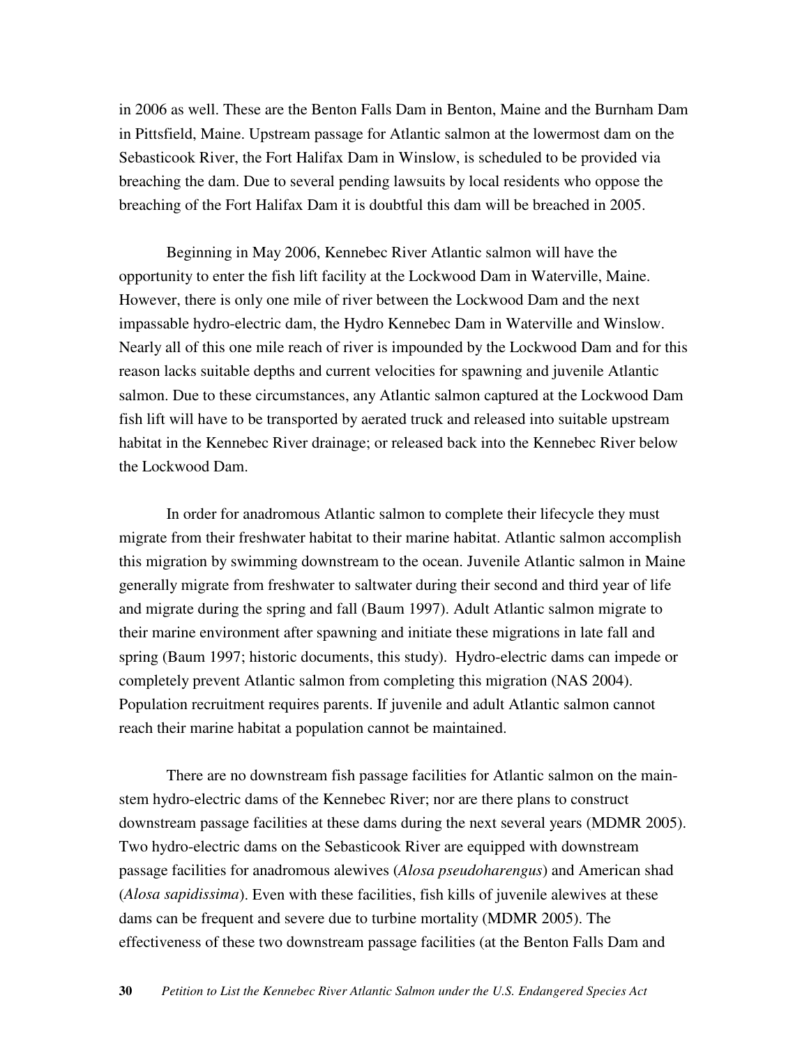in 2006 as well. These are the Benton Falls Dam in Benton, Maine and the Burnham Dam in Pittsfield, Maine. Upstream passage for Atlantic salmon at the lowermost dam on the Sebasticook River, the Fort Halifax Dam in Winslow, is scheduled to be provided via breaching the dam. Due to several pending lawsuits by local residents who oppose the breaching of the Fort Halifax Dam it is doubtful this dam will be breached in 2005.

Beginning in May 2006, Kennebec River Atlantic salmon will have the opportunity to enter the fish lift facility at the Lockwood Dam in Waterville, Maine. However, there is only one mile of river between the Lockwood Dam and the next impassable hydro-electric dam, the Hydro Kennebec Dam in Waterville and Winslow. Nearly all of this one mile reach of river is impounded by the Lockwood Dam and for this reason lacks suitable depths and current velocities for spawning and juvenile Atlantic salmon. Due to these circumstances, any Atlantic salmon captured at the Lockwood Dam fish lift will have to be transported by aerated truck and released into suitable upstream habitat in the Kennebec River drainage; or released back into the Kennebec River below the Lockwood Dam.

In order for anadromous Atlantic salmon to complete their lifecycle they must migrate from their freshwater habitat to their marine habitat. Atlantic salmon accomplish this migration by swimming downstream to the ocean. Juvenile Atlantic salmon in Maine generally migrate from freshwater to saltwater during their second and third year of life and migrate during the spring and fall (Baum 1997). Adult Atlantic salmon migrate to their marine environment after spawning and initiate these migrations in late fall and spring (Baum 1997; historic documents, this study). Hydro-electric dams can impede or completely prevent Atlantic salmon from completing this migration (NAS 2004). Population recruitment requires parents. If juvenile and adult Atlantic salmon cannot reach their marine habitat a population cannot be maintained.

There are no downstream fish passage facilities for Atlantic salmon on the main-stem hydro-electric dams of the Kennebec River; nor are there plans to construct downstream passage facilities at these dams during the next several years (MDMR 2005). Two hydro-electric dams on the Sebasticook River are equipped with downstream passage facilities for anadromous alewives (*Alosa pseudoharengus*) and American shad (*Alosa sapidissima*). Even with these facilities, fish kills of juvenile alewives at these dams can be frequent and severe due to turbine mortality (MDMR 2005). The effectiveness of these two downstream passage facilities (at the Benton Falls Dam and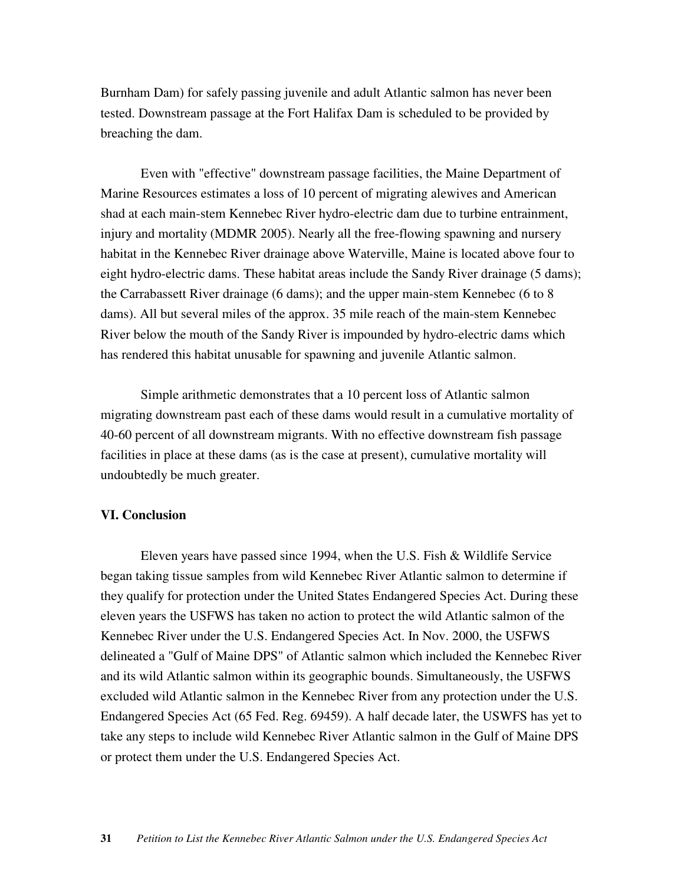Burnham Dam) for safely passing juvenile and adult Atlantic salmon has never been tested. Downstream passage at the Fort Halifax Dam is scheduled to be provided by breaching the dam.

Even with "effective" downstream passage facilities, the Maine Department of Marine Resources estimates a loss of 10 percent of migrating alewives and American shad at each main-stem Kennebec River hydro-electric dam due to turbine entrainment, injury and mortality (MDMR 2005). Nearly all the free-flowing spawning and nursery habitat in the Kennebec River drainage above Waterville, Maine is located above four to eight hydro-electric dams. These habitat areas include the Sandy River drainage (5 dams); the Carrabassett River drainage (6 dams); and the upper main-stem Kennebec (6 to 8 dams). All but several miles of the approx. 35 mile reach of the main-stem Kennebec River below the mouth of the Sandy River is impounded by hydro-electric dams which has rendered this habitat unusable for spawning and juvenile Atlantic salmon.

Simple arithmetic demonstrates that a 10 percent loss of Atlantic salmon migrating downstream past each of these dams would result in a cumulative mortality of 40-60 percent of all downstream migrants. With no effective downstream fish passage facilities in place at these dams (as is the case at present), cumulative mortality will undoubtedly be much greater.

## VI. Conclusion

Eleven years have passed since 1994, when the U.S. Fish & Wildlife Service began taking tissue samples from wild Kennebec River Atlantic salmon to determine if they qualify for protection under the United States Endangered Species Act. During these eleven years the USFWS has taken no action to protect the wild Atlantic salmon of the Kennebec River under the U.S. Endangered Species Act. In Nov. 2000, the USFWS delineated a "Gulf of Maine DPS" of Atlantic salmon which included the Kennebec River and its wild Atlantic salmon within its geographic bounds. Simultaneously, the USFWS excluded wild Atlantic salmon in the Kennebec River from any protection under the U.S. Endangered Species Act (65 Fed. Reg. 69459). A half decade later, the USWFS has yet to take any steps to include wild Kennebec River Atlantic salmon in the Gulf of Maine DPS or protect them under the U.S. Endangered Species Act.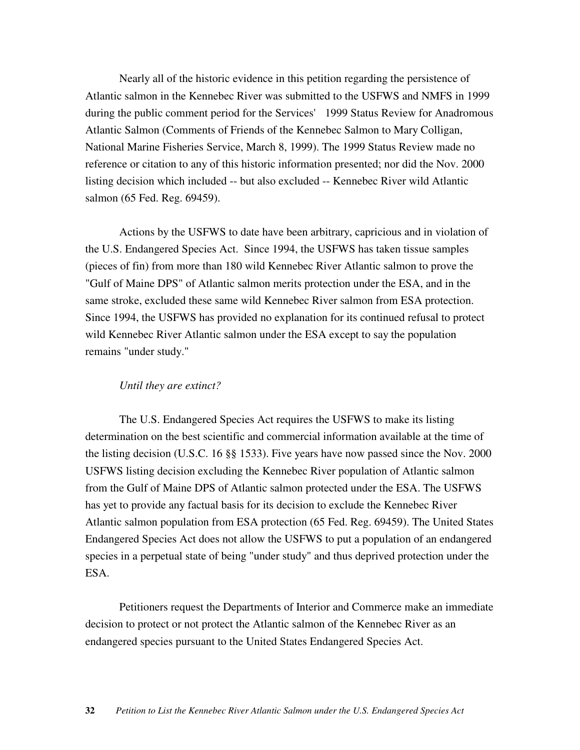Nearly all of the historic evidence in this petition regarding the persistence of Atlantic salmon in the Kennebec River was submitted to the USFWS and NMFS in 1999 during the public comment period for the Services' 1999 Status Review for Anadromous Atlantic Salmon (Comments of Friends of the Kennebec Salmon to Mary Colligan, National Marine Fisheries Service, March 8, 1999). The 1999 Status Review made no reference or citation to any of this historic information presented; nor did the Nov. 2000 listing decision which included -- but also excluded -- Kennebec River wild Atlantic salmon (65 Fed. Reg. 69459).

Actions by the USFWS to date have been arbitrary, capricious and in violation of the U.S. Endangered Species Act. Since 1994, the USFWS has taken tissue samples (pieces of fin) from more than 180 wild Kennebec River Atlantic salmon to prove the "Gulf of Maine DPS" of Atlantic salmon merits protection under the ESA, and in the same stroke, excluded these same wild Kennebec River salmon from ESA protection. Since 1994, the USFWS has provided no explanation for its continued refusal to protect wild Kennebec River Atlantic salmon under the ESA except to say the population remains "under study."

*Until they are extinct?*

The U.S. Endangered Species Act requires the USFWS to make its listing determination on the best scientific and commercial information available at the time of the listing decision (U.S.C. 16 §§ 1533). Five years have now passed since the Nov. 2000 USFWS listing decision excluding the Kennebec River population of Atlantic salmon from the Gulf of Maine DPS of Atlantic salmon protected under the ESA. The USFWS has yet to provide any factual basis for its decision to exclude the Kennebec River Atlantic salmon population from ESA protection (65 Fed. Reg. 69459). The United States Endangered Species Act does not allow the USFWS to put a population of an endangered species in a perpetual state of being "under study" and thus deprived protection under the ESA.

Petitioners request the Departments of Interior and Commerce make an immediate decision to protect or not protect the Atlantic salmon of the Kennebec River as an endangered species pursuant to the United States Endangered Species Act.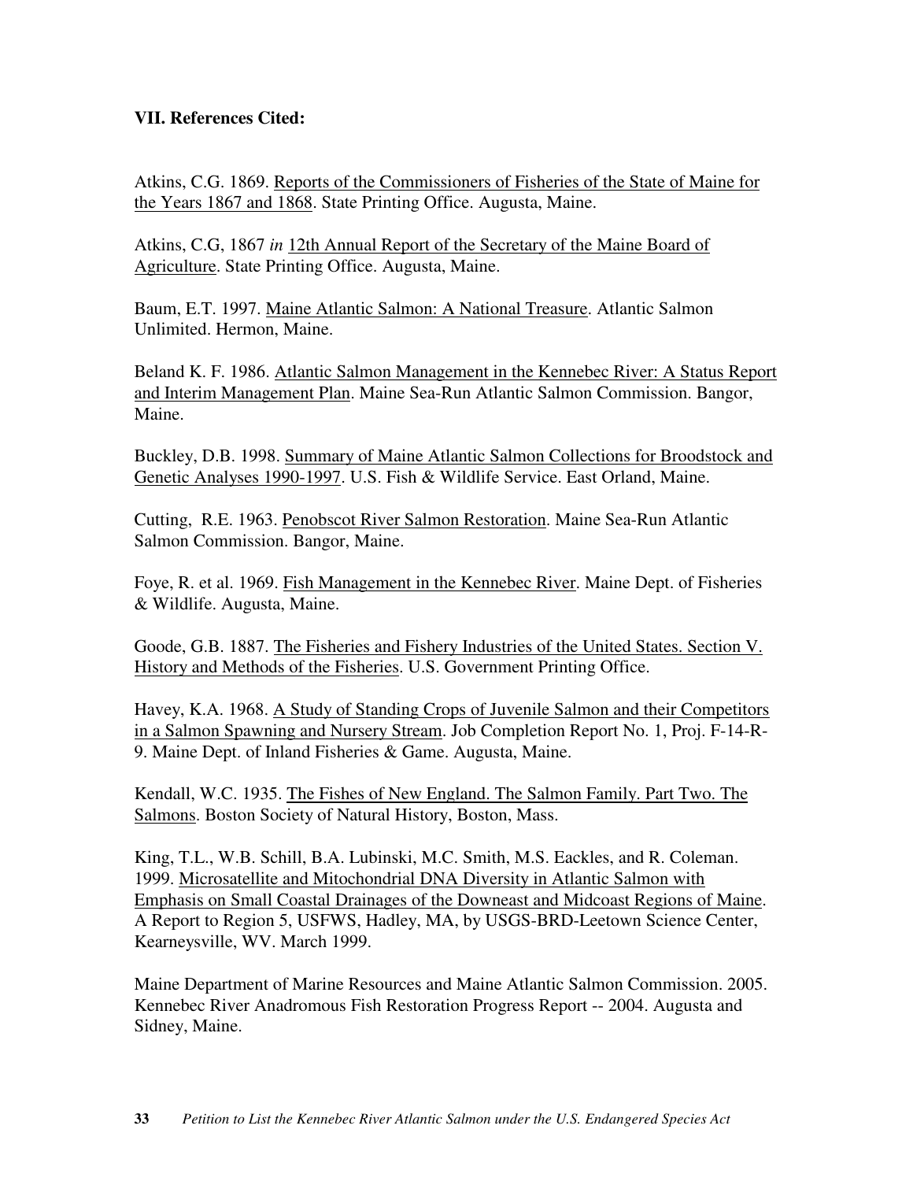### VII. References Cited:

Atkins, C.G. 1869. Reports of the Commissioners of Fisheries of the State of Maine for the Years 1867 and 1868. State Printing Office. Augusta, Maine.

Atkins, C.G, 1867 *in* 12th Annual Report of the Secretary of the Maine Board of Agriculture. State Printing Office. Augusta, Maine.

Baum, E.T. 1997. Maine Atlantic Salmon: A National Treasure. Atlantic Salmon Unlimited. Hermon, Maine.

Beland K. F. 1986. Atlantic Salmon Management in the Kennebec River: A Status Report and Interim Management Plan. Maine Sea-Run Atlantic Salmon Commission. Bangor, Maine.

Buckley, D.B. 1998. Summary of Maine Atlantic Salmon Collections for Broodstock and Genetic Analyses 1990-1997. U.S. Fish & Wildlife Service. East Orland, Maine.

Cutting, R.E. 1963. Penobscot River Salmon Restoration. Maine Sea-Run Atlantic Salmon Commission. Bangor, Maine.

Foye, R. et al. 1969. Fish Management in the Kennebec River. Maine Dept. of Fisheries & Wildlife. Augusta, Maine.

Goode, G.B. 1887. The Fisheries and Fishery Industries of the United States. Section V. History and Methods of the Fisheries. U.S. Government Printing Office.

Havey, K.A. 1968. A Study of Standing Crops of Juvenile Salmon and their Competitors in a Salmon Spawning and Nursery Stream. Job Completion Report No. 1, Proj. F-14-R-9. Maine Dept. of Inland Fisheries & Game. Augusta, Maine.

Kendall, W.C. 1935. The Fishes of New England. The Salmon Family. Part Two. The Salmons. Boston Society of Natural History, Boston, Mass.

King, T.L., W.B. Schill, B.A. Lubinski, M.C. Smith, M.S. Eackles, and R. Coleman. 1999. Microsatellite and Mitochondrial DNA Diversity in Atlantic Salmon with Emphasis on Small Coastal Drainages of the Downeast and Midcoast Regions of Maine. A Report to Region 5, USFWS, Hadley, MA, by USGS-BRD-Leetown Science Center, Kearneysville, WV. March 1999.

Maine Department of Marine Resources and Maine Atlantic Salmon Commission. 2005. Kennebec River Anadromous Fish Restoration Progress Report -- 2004. Augusta and Sidney, Maine.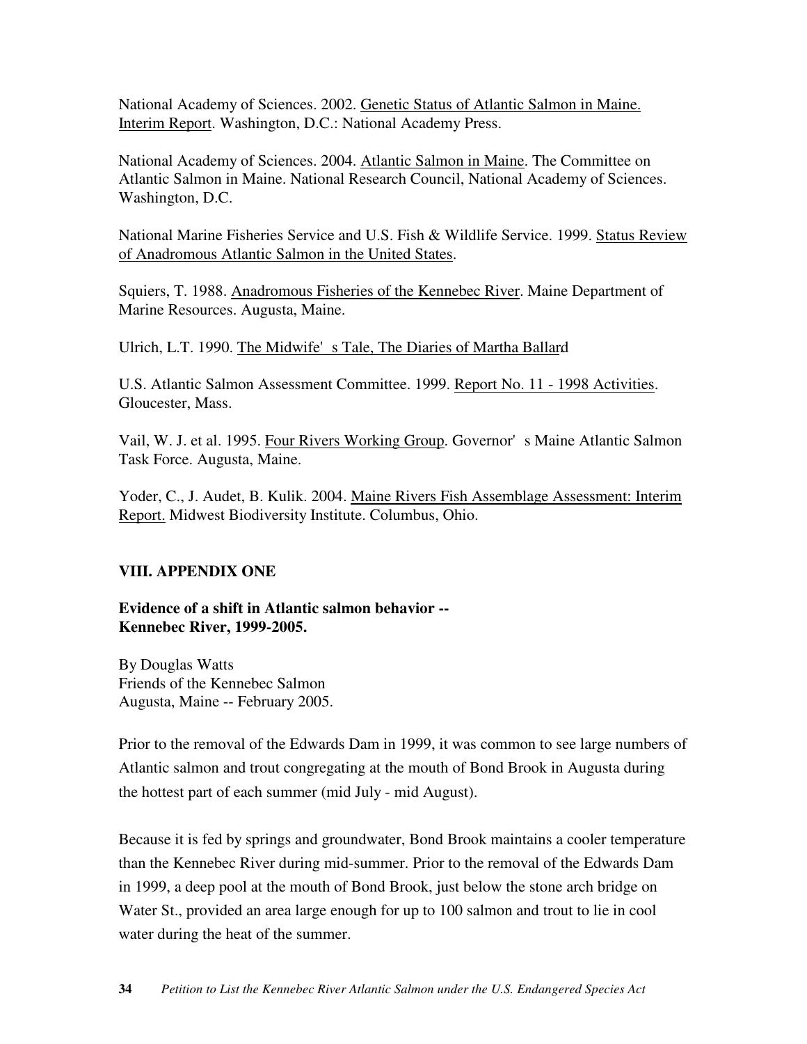National Academy of Sciences. 2002. Genetic Status of Atlantic Salmon in Maine. Interim Report. Washington, D.C.: National Academy Press.

National Academy of Sciences. 2004. Atlantic Salmon in Maine. The Committee on Atlantic Salmon in Maine. National Research Council, National Academy of Sciences. Washington, D.C.

National Marine Fisheries Service and U.S. Fish & Wildlife Service. 1999. Status Review of Anadromous Atlantic Salmon in the United States.

Squiers, T. 1988. Anadromous Fisheries of the Kennebec River. Maine Department of Marine Resources. Augusta, Maine.

Ulrich, L.T. 1990. The Midwife's Tale, The Diaries of Martha Ballard

U.S. Atlantic Salmon Assessment Committee. 1999. Report No. 11 - 1998 Activities. Gloucester, Mass.

Vail, W. J. et al. 1995. Four Rivers Working Group. Governor's Maine Atlantic Salmon Task Force. Augusta, Maine.

Yoder, C., J. Audet, B. Kulik. 2004. Maine Rivers Fish Assemblage Assessment: Interim Report. Midwest Biodiversity Institute. Columbus, Ohio.

## VIII. APPENDIX ONE

### Evidence of a shift in Atlantic salmon behavior -- Kennebec River, 1999-2005.

By Douglas Watts
Friends of the Kennebec Salmon
Augusta, Maine -- February 2005.

Prior to the removal of the Edwards Dam in 1999, it was common to see large numbers of Atlantic salmon and trout congregating at the mouth of Bond Brook in Augusta during the hottest part of each summer (mid July - mid August).

Because it is fed by springs and groundwater, Bond Brook maintains a cooler temperature than the Kennebec River during mid-summer. Prior to the removal of the Edwards Dam in 1999, a deep pool at the mouth of Bond Brook, just below the stone arch bridge on Water St., provided an area large enough for up to 100 salmon and trout to lie in cool water during the heat of the summer.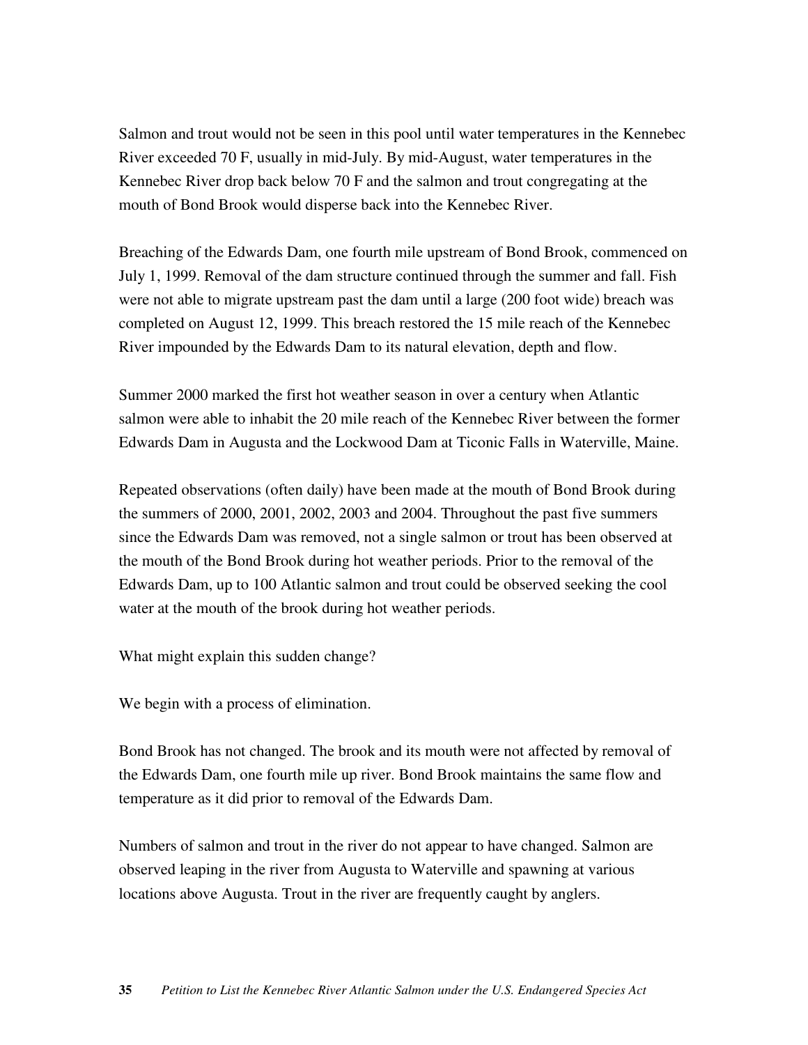Salmon and trout would not be seen in this pool until water temperatures in the Kennebec River exceeded 70 F, usually in mid-July. By mid-August, water temperatures in the Kennebec River drop back below 70 F and the salmon and trout congregating at the mouth of Bond Brook would disperse back into the Kennebec River.

Breaching of the Edwards Dam, one fourth mile upstream of Bond Brook, commenced on July 1, 1999. Removal of the dam structure continued through the summer and fall. Fish were not able to migrate upstream past the dam until a large (200 foot wide) breach was completed on August 12, 1999. This breach restored the 15 mile reach of the Kennebec River impounded by the Edwards Dam to its natural elevation, depth and flow.

Summer 2000 marked the first hot weather season in over a century when Atlantic salmon were able to inhabit the 20 mile reach of the Kennebec River between the former Edwards Dam in Augusta and the Lockwood Dam at Ticonic Falls in Waterville, Maine.

Repeated observations (often daily) have been made at the mouth of Bond Brook during the summers of 2000, 2001, 2002, 2003 and 2004. Throughout the past five summers since the Edwards Dam was removed, not a single salmon or trout has been observed at the mouth of the Bond Brook during hot weather periods. Prior to the removal of the Edwards Dam, up to 100 Atlantic salmon and trout could be observed seeking the cool water at the mouth of the brook during hot weather periods.

What might explain this sudden change?

We begin with a process of elimination.

Bond Brook has not changed. The brook and its mouth were not affected by removal of the Edwards Dam, one fourth mile up river. Bond Brook maintains the same flow and temperature as it did prior to removal of the Edwards Dam.

Numbers of salmon and trout in the river do not appear to have changed. Salmon are observed leaping in the river from Augusta to Waterville and spawning at various locations above Augusta. Trout in the river are frequently caught by anglers.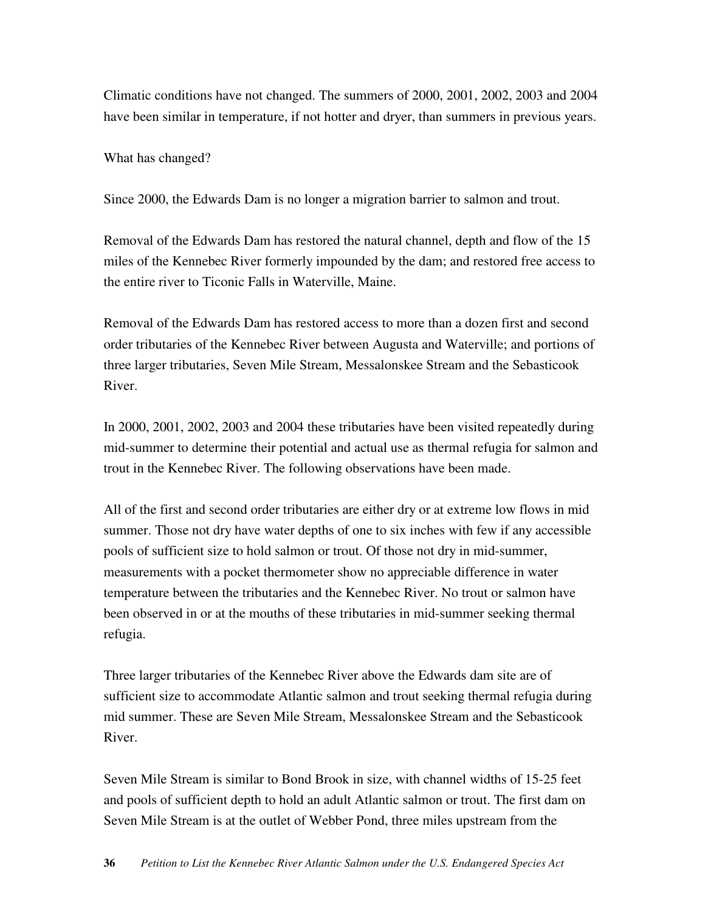Climatic conditions have not changed. The summers of 2000, 2001, 2002, 2003 and 2004 have been similar in temperature, if not hotter and dryer, than summers in previous years.

What has changed?

Since 2000, the Edwards Dam is no longer a migration barrier to salmon and trout.

Removal of the Edwards Dam has restored the natural channel, depth and flow of the 15 miles of the Kennebec River formerly impounded by the dam; and restored free access to the entire river to Ticonic Falls in Waterville, Maine.

Removal of the Edwards Dam has restored access to more than a dozen first and second order tributaries of the Kennebec River between Augusta and Waterville; and portions of three larger tributaries, Seven Mile Stream, Messalonskee Stream and the Sebasticook River.

In 2000, 2001, 2002, 2003 and 2004 these tributaries have been visited repeatedly during mid-summer to determine their potential and actual use as thermal refugia for salmon and trout in the Kennebec River. The following observations have been made.

All of the first and second order tributaries are either dry or at extreme low flows in mid summer. Those not dry have water depths of one to six inches with few if any accessible pools of sufficient size to hold salmon or trout. Of those not dry in mid-summer, measurements with a pocket thermometer show no appreciable difference in water temperature between the tributaries and the Kennebec River. No trout or salmon have been observed in or at the mouths of these tributaries in mid-summer seeking thermal refugia.

Three larger tributaries of the Kennebec River above the Edwards dam site are of sufficient size to accommodate Atlantic salmon and trout seeking thermal refugia during mid summer. These are Seven Mile Stream, Messalonskee Stream and the Sebasticook River.

Seven Mile Stream is similar to Bond Brook in size, with channel widths of 15-25 feet and pools of sufficient depth to hold an adult Atlantic salmon or trout. The first dam on Seven Mile Stream is at the outlet of Webber Pond, three miles upstream from the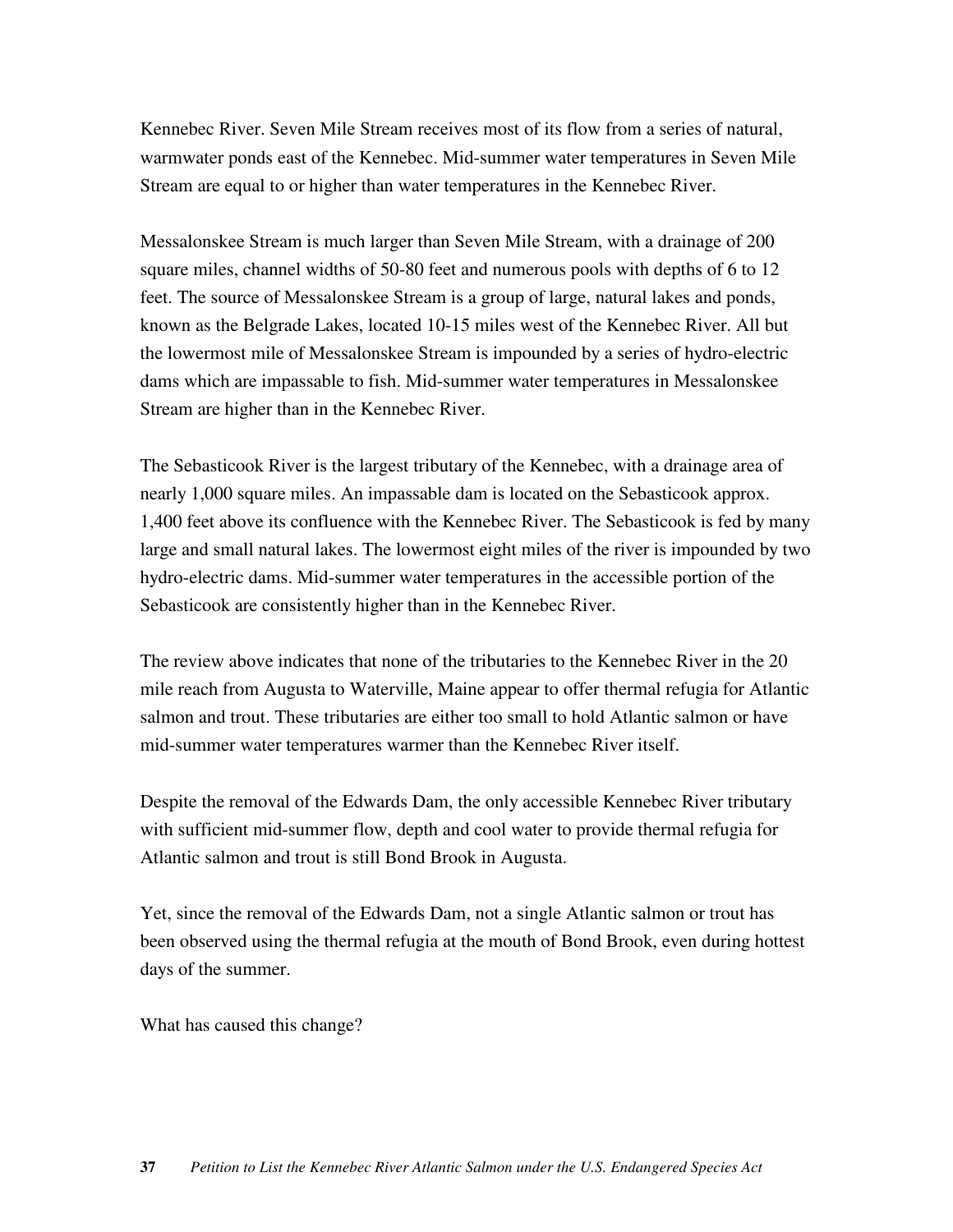Kennebec River. Seven Mile Stream receives most of its flow from a series of natural, warmwater ponds east of the Kennebec. Mid-summer water temperatures in Seven Mile Stream are equal to or higher than water temperatures in the Kennebec River.

Messalonskee Stream is much larger than Seven Mile Stream, with a drainage of 200 square miles, channel widths of 50-80 feet and numerous pools with depths of 6 to 12 feet. The source of Messalonskee Stream is a group of large, natural lakes and ponds, known as the Belgrade Lakes, located 10-15 miles west of the Kennebec River. All but the lowermost mile of Messalonskee Stream is impounded by a series of hydro-electric dams which are impassable to fish. Mid-summer water temperatures in Messalonskee Stream are higher than in the Kennebec River.

The Sebasticook River is the largest tributary of the Kennebec, with a drainage area of nearly 1,000 square miles. An impassable dam is located on the Sebasticook approx. 1,400 feet above its confluence with the Kennebec River. The Sebasticook is fed by many large and small natural lakes. The lowermost eight miles of the river is impounded by two hydro-electric dams. Mid-summer water temperatures in the accessible portion of the Sebasticook are consistently higher than in the Kennebec River.

The review above indicates that none of the tributaries to the Kennebec River in the 20 mile reach from Augusta to Waterville, Maine appear to offer thermal refugia for Atlantic salmon and trout. These tributaries are either too small to hold Atlantic salmon or have mid-summer water temperatures warmer than the Kennebec River itself.

Despite the removal of the Edwards Dam, the only accessible Kennebec River tributary with sufficient mid-summer flow, depth and cool water to provide thermal refugia for Atlantic salmon and trout is still Bond Brook in Augusta.

Yet, since the removal of the Edwards Dam, not a single Atlantic salmon or trout has been observed using the thermal refugia at the mouth of Bond Brook, even during hottest days of the summer.

What has caused this change?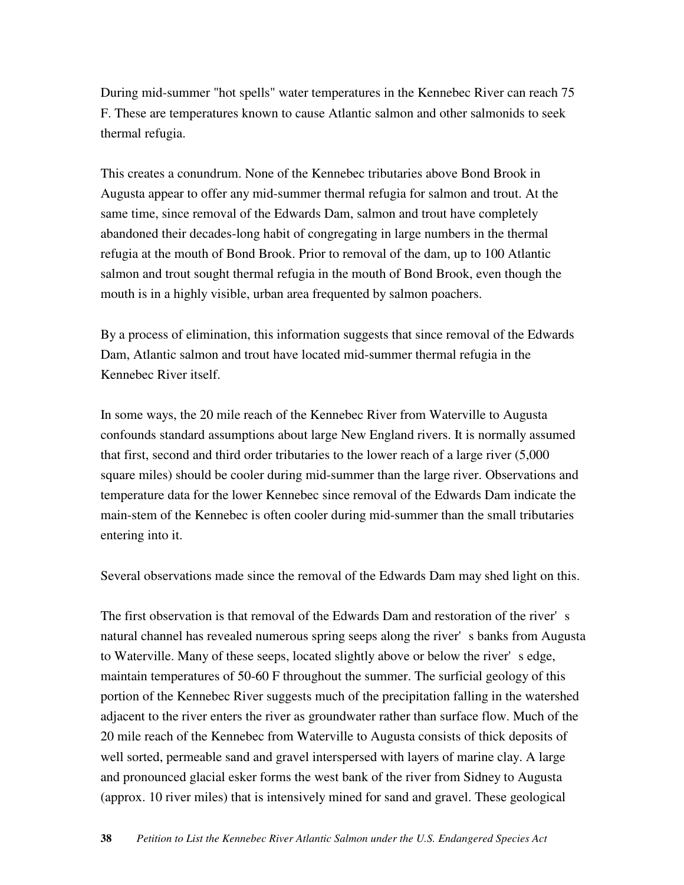During mid-summer "hot spells" water temperatures in the Kennebec River can reach 75 F. These are temperatures known to cause Atlantic salmon and other salmonids to seek thermal refugia.

This creates a conundrum. None of the Kennebec tributaries above Bond Brook in Augusta appear to offer any mid-summer thermal refugia for salmon and trout. At the same time, since removal of the Edwards Dam, salmon and trout have completely abandoned their decades-long habit of congregating in large numbers in the thermal refugia at the mouth of Bond Brook. Prior to removal of the dam, up to 100 Atlantic salmon and trout sought thermal refugia in the mouth of Bond Brook, even though the mouth is in a highly visible, urban area frequented by salmon poachers.

By a process of elimination, this information suggests that since removal of the Edwards Dam, Atlantic salmon and trout have located mid-summer thermal refugia in the Kennebec River itself.

In some ways, the 20 mile reach of the Kennebec River from Waterville to Augusta confounds standard assumptions about large New England rivers. It is normally assumed that first, second and third order tributaries to the lower reach of a large river (5,000 square miles) should be cooler during mid-summer than the large river. Observations and temperature data for the lower Kennebec since removal of the Edwards Dam indicate the main-stem of the Kennebec is often cooler during mid-summer than the small tributaries entering into it.

Several observations made since the removal of the Edwards Dam may shed light on this.

The first observation is that removal of the Edwards Dam and restoration of the river's natural channel has revealed numerous spring seeps along the river's banks from Augusta to Waterville. Many of these seeps, located slightly above or below the river's edge, maintain temperatures of 50-60 F throughout the summer. The surficial geology of this portion of the Kennebec River suggests much of the precipitation falling in the watershed adjacent to the river enters the river as groundwater rather than surface flow. Much of the 20 mile reach of the Kennebec from Waterville to Augusta consists of thick deposits of well sorted, permeable sand and gravel interspersed with layers of marine clay. A large and pronounced glacial esker forms the west bank of the river from Sidney to Augusta (approx. 10 river miles) that is intensively mined for sand and gravel. These geological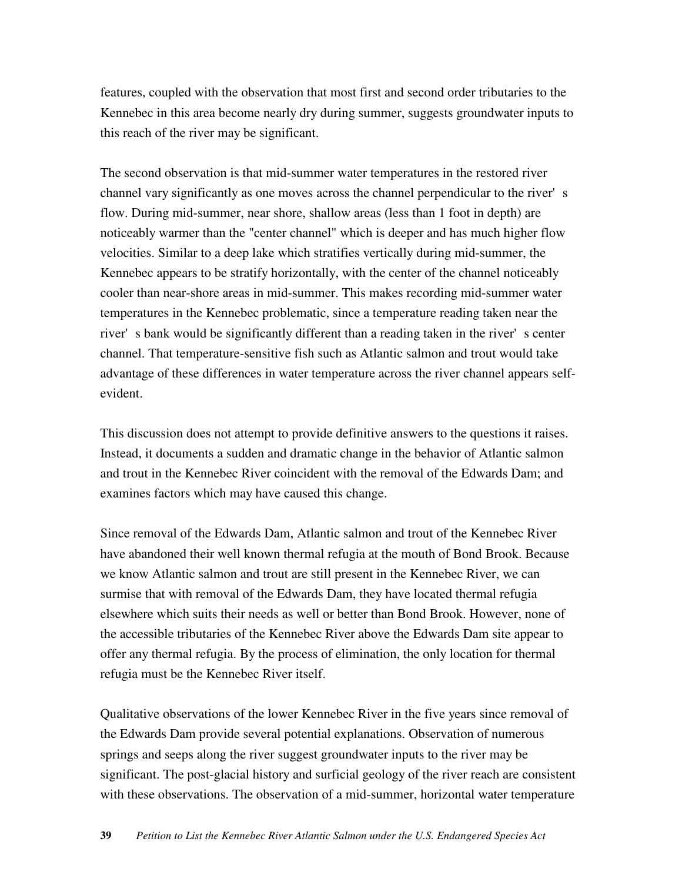features, coupled with the observation that most first and second order tributaries to the Kennebec in this area become nearly dry during summer, suggests groundwater inputs to this reach of the river may be significant.

The second observation is that mid-summer water temperatures in the restored river channel vary significantly as one moves across the channel perpendicular to the river's flow. During mid-summer, near shore, shallow areas (less than 1 foot in depth) are noticeably warmer than the "center channel" which is deeper and has much higher flow velocities. Similar to a deep lake which stratifies vertically during mid-summer, the Kennebec appears to be stratify horizontally, with the center of the channel noticeably cooler than near-shore areas in mid-summer. This makes recording mid-summer water temperatures in the Kennebec problematic, since a temperature reading taken near the river's bank would be significantly different than a reading taken in the river's center channel. That temperature-sensitive fish such as Atlantic salmon and trout would take advantage of these differences in water temperature across the river channel appears self-evident.

This discussion does not attempt to provide definitive answers to the questions it raises. Instead, it documents a sudden and dramatic change in the behavior of Atlantic salmon and trout in the Kennebec River coincident with the removal of the Edwards Dam; and examines factors which may have caused this change.

Since removal of the Edwards Dam, Atlantic salmon and trout of the Kennebec River have abandoned their well known thermal refugia at the mouth of Bond Brook. Because we know Atlantic salmon and trout are still present in the Kennebec River, we can surmise that with removal of the Edwards Dam, they have located thermal refugia elsewhere which suits their needs as well or better than Bond Brook. However, none of the accessible tributaries of the Kennebec River above the Edwards Dam site appear to offer any thermal refugia. By the process of elimination, the only location for thermal refugia must be the Kennebec River itself.

Qualitative observations of the lower Kennebec River in the five years since removal of the Edwards Dam provide several potential explanations. Observation of numerous springs and seeps along the river suggest groundwater inputs to the river may be significant. The post-glacial history and surficial geology of the river reach are consistent with these observations. The observation of a mid-summer, horizontal water temperature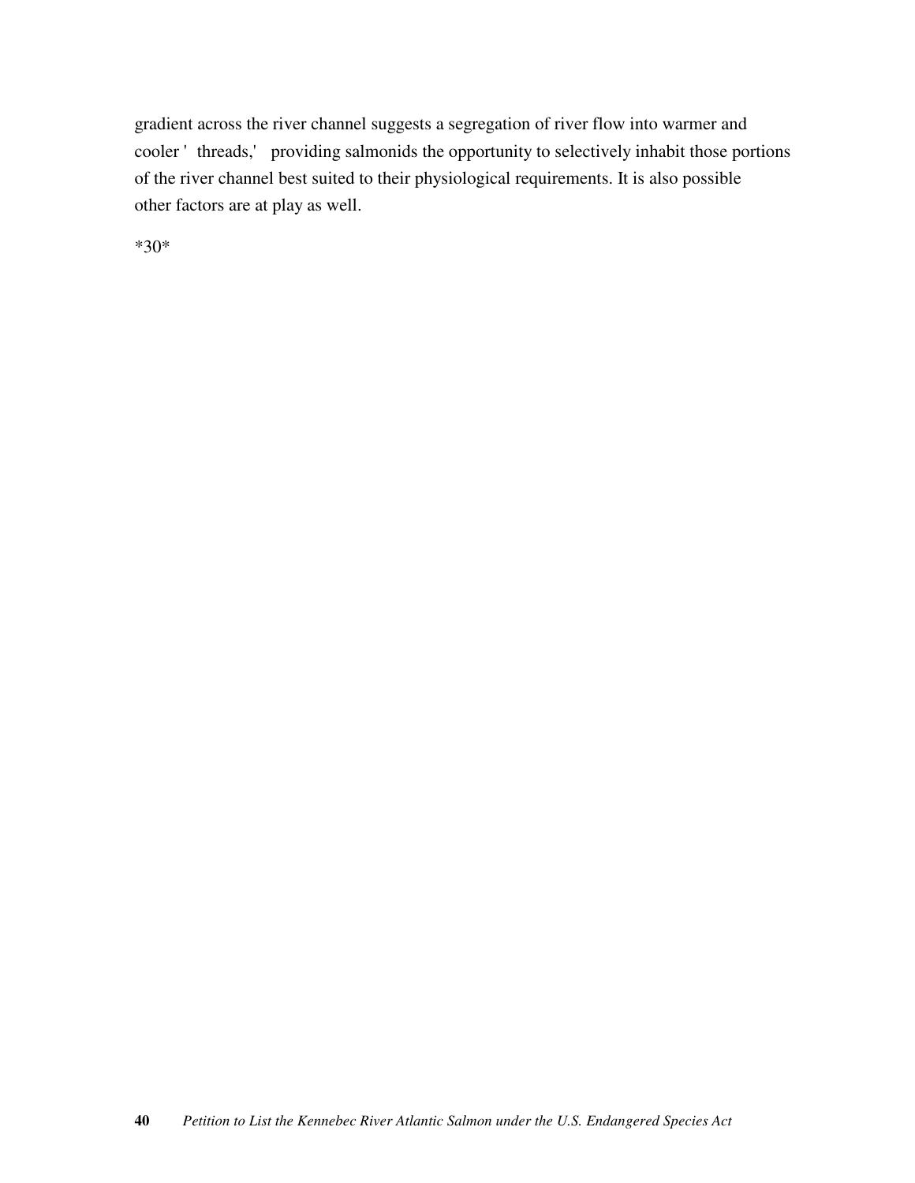gradient across the river channel suggests a segregation of river flow into warmer and cooler ' threads,' providing salmonids the opportunity to selectively inhabit those portions of the river channel best suited to their physiological requirements. It is also possible other factors are at play as well.

*30*